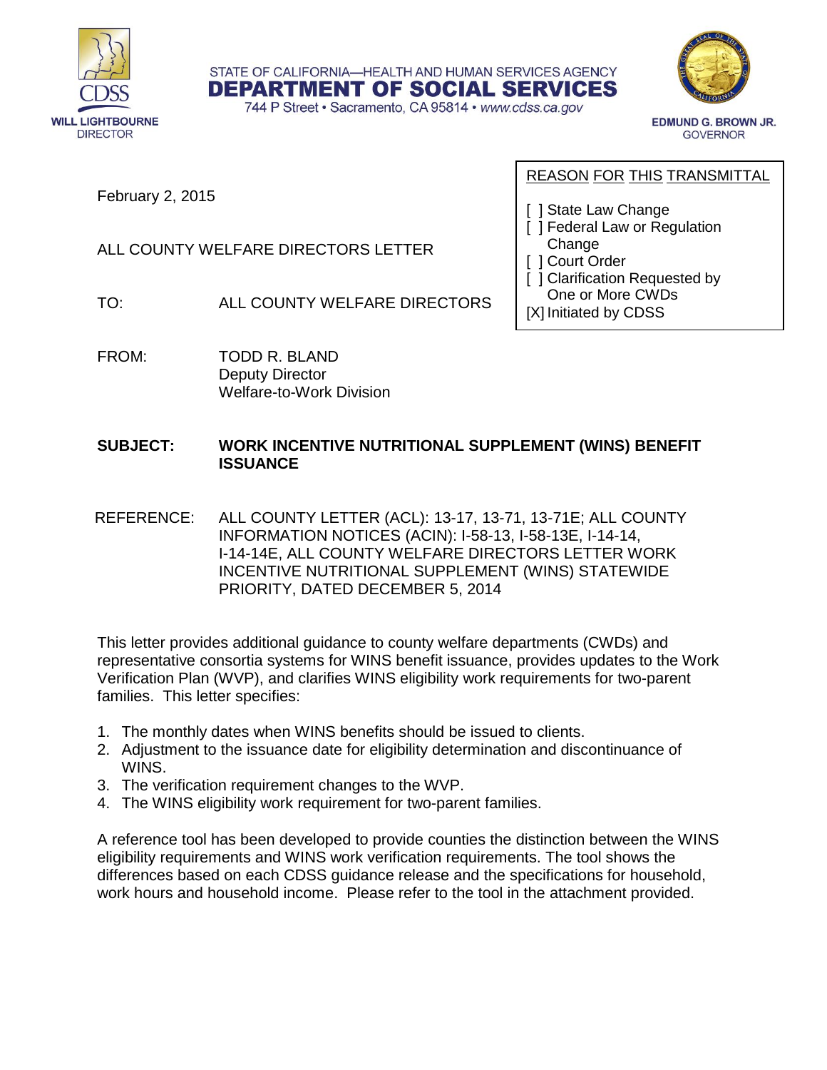STATE OF CALIFORNIA—HEALTH AND HUMAN SERVICES AGENCY

**DEPARTMENT OF SOCIAL SERVICES**

744 P Street • Sacramento, CA 95814 • www.cdss.ca.gov

WILL LIGHTBOURNE
DIRECTOR

EDMUND G. BROWN JR.
GOVERNOR

February 2, 2015

ALL COUNTY WELFARE DIRECTORS LETTER

| REASON FOR THIS TRANSMITTAL |
| --- |
| [ ] State Law Change<br>[ ] Federal Law or Regulation Change<br>[ ] Court Order<br>[ ] Clarification Requested by One or More CWDs<br>[X] Initiated by CDSS |

TO: ALL COUNTY WELFARE DIRECTORS

FROM: TODD R. BLAND
Deputy Director
Welfare-to-Work Division

**SUBJECT: WORK INCENTIVE NUTRITIONAL SUPPLEMENT (WINS) BENEFIT ISSUANCE**

REFERENCE: ALL COUNTY LETTER (ACL): 13-17, 13-71, 13-71E; ALL COUNTY INFORMATION NOTICES (ACIN): I-58-13, I-58-13E, I-14-14, I-14-14E, ALL COUNTY WELFARE DIRECTORS LETTER WORK INCENTIVE NUTRITIONAL SUPPLEMENT (WINS) STATEWIDE PRIORITY, DATED DECEMBER 5, 2014

This letter provides additional guidance to county welfare departments (CWDs) and representative consortia systems for WINS benefit issuance, provides updates to the Work Verification Plan (WVP), and clarifies WINS eligibility work requirements for two-parent families. This letter specifies:

1. The monthly dates when WINS benefits should be issued to clients.
2. Adjustment to the issuance date for eligibility determination and discontinuance of WINS.
3. The verification requirement changes to the WVP.
4. The WINS eligibility work requirement for two-parent families.

A reference tool has been developed to provide counties the distinction between the WINS eligibility requirements and WINS work verification requirements. The tool shows the differences based on each CDSS guidance release and the specifications for household, work hours and household income. Please refer to the tool in the attachment provided.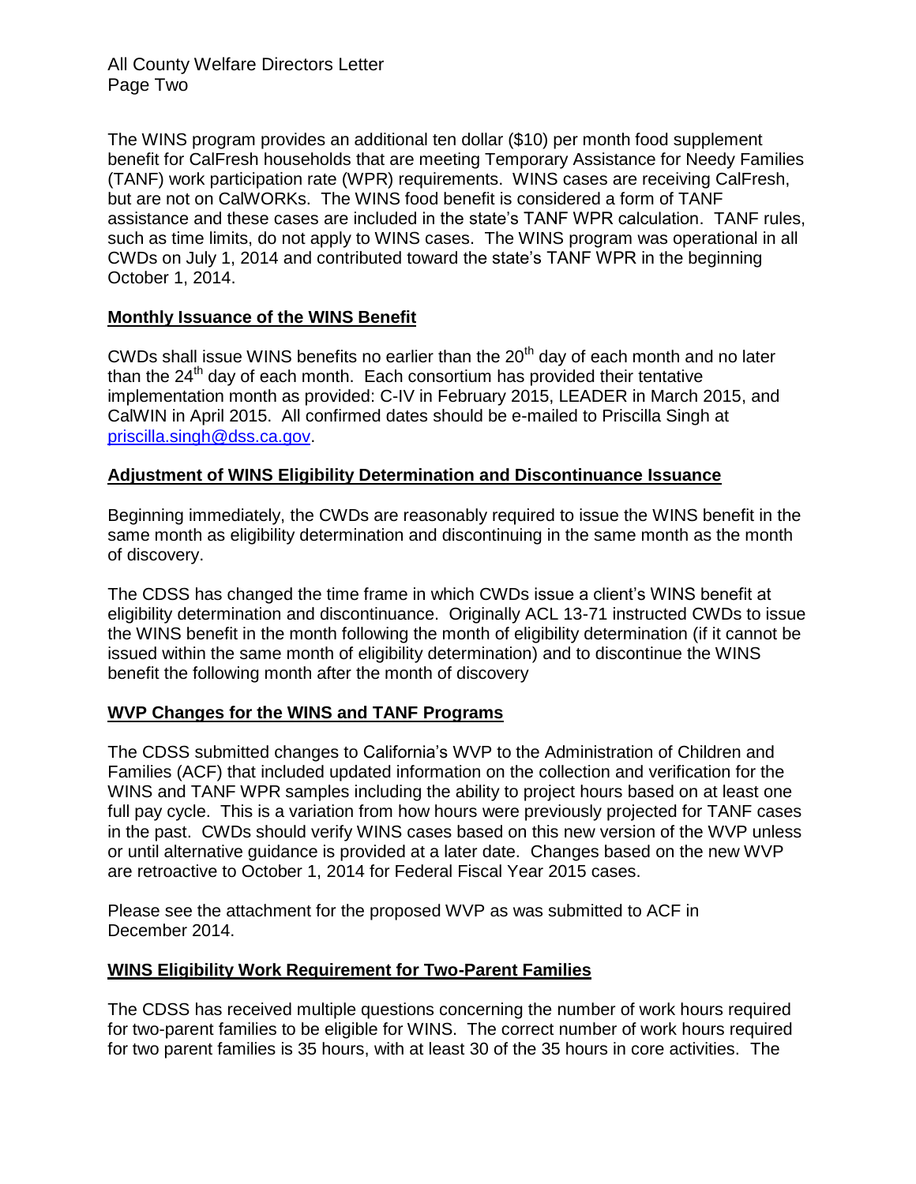The WINS program provides an additional ten dollar ($10) per month food supplement benefit for CalFresh households that are meeting Temporary Assistance for Needy Families (TANF) work participation rate (WPR) requirements. WINS cases are receiving CalFresh, but are not on CalWORKs. The WINS food benefit is considered a form of TANF assistance and these cases are included in the state's TANF WPR calculation. TANF rules, such as time limits, do not apply to WINS cases. The WINS program was operational in all CWDs on July 1, 2014 and contributed toward the state's TANF WPR in the beginning October 1, 2014.

## Monthly Issuance of the WINS Benefit

CWDs shall issue WINS benefits no earlier than the 20th day of each month and no later than the 24th day of each month. Each consortium has provided their tentative implementation month as provided: C-IV in February 2015, LEADER in March 2015, and CalWIN in April 2015. All confirmed dates should be e-mailed to Priscilla Singh at priscilla.singh@dss.ca.gov.

## Adjustment of WINS Eligibility Determination and Discontinuance Issuance

Beginning immediately, the CWDs are reasonably required to issue the WINS benefit in the same month as eligibility determination and discontinuing in the same month as the month of discovery.

The CDSS has changed the time frame in which CWDs issue a client's WINS benefit at eligibility determination and discontinuance. Originally ACL 13-71 instructed CWDs to issue the WINS benefit in the month following the month of eligibility determination (if it cannot be issued within the same month of eligibility determination) and to discontinue the WINS benefit the following month after the month of discovery

## WVP Changes for the WINS and TANF Programs

The CDSS submitted changes to California's WVP to the Administration of Children and Families (ACF) that included updated information on the collection and verification for the WINS and TANF WPR samples including the ability to project hours based on at least one full pay cycle. This is a variation from how hours were previously projected for TANF cases in the past. CWDs should verify WINS cases based on this new version of the WVP unless or until alternative guidance is provided at a later date. Changes based on the new WVP are retroactive to October 1, 2014 for Federal Fiscal Year 2015 cases.

Please see the attachment for the proposed WVP as was submitted to ACF in December 2014.

## WINS Eligibility Work Requirement for Two-Parent Families

The CDSS has received multiple questions concerning the number of work hours required for two-parent families to be eligible for WINS. The correct number of work hours required for two parent families is 35 hours, with at least 30 of the 35 hours in core activities. The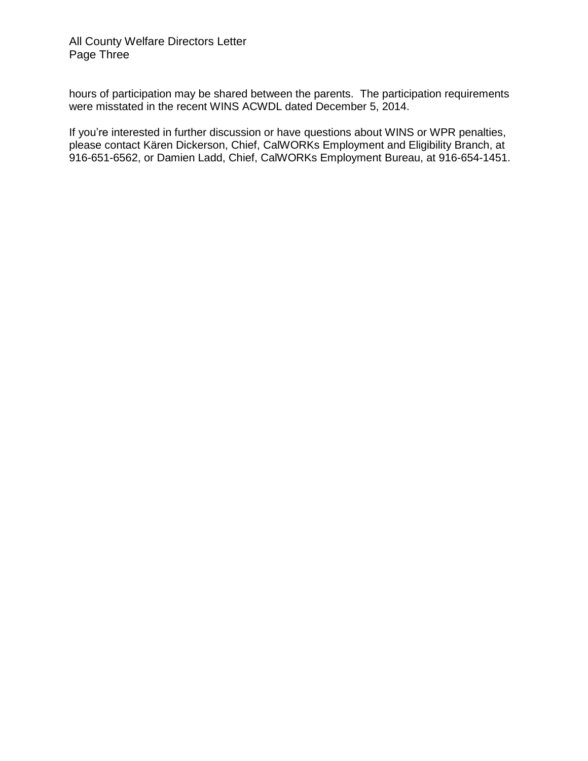hours of participation may be shared between the parents. The participation requirements were misstated in the recent WINS ACWDL dated December 5, 2014.

If you're interested in further discussion or have questions about WINS or WPR penalties, please contact Kären Dickerson, Chief, CalWORKs Employment and Eligibility Branch, at 916-651-6562, or Damien Ladd, Chief, CalWORKs Employment Bureau, at 916-654-1451.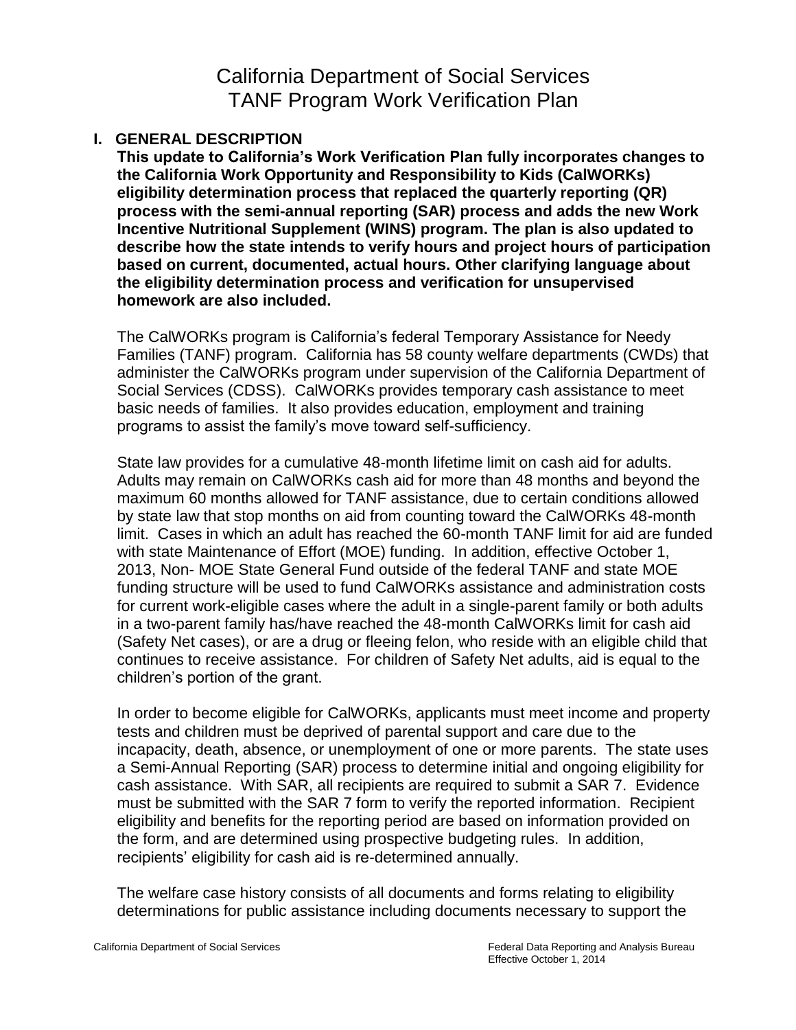# California Department of Social Services
# TANF Program Work Verification Plan

## I. GENERAL DESCRIPTION

**This update to California's Work Verification Plan fully incorporates changes to the California Work Opportunity and Responsibility to Kids (CalWORKs) eligibility determination process that replaced the quarterly reporting (QR) process with the semi-annual reporting (SAR) process and adds the new Work Incentive Nutritional Supplement (WINS) program. The plan is also updated to describe how the state intends to verify hours and project hours of participation based on current, documented, actual hours. Other clarifying language about the eligibility determination process and verification for unsupervised homework are also included.**

The CalWORKs program is California's federal Temporary Assistance for Needy Families (TANF) program. California has 58 county welfare departments (CWDs) that administer the CalWORKs program under supervision of the California Department of Social Services (CDSS). CalWORKs provides temporary cash assistance to meet basic needs of families. It also provides education, employment and training programs to assist the family's move toward self-sufficiency.

State law provides for a cumulative 48-month lifetime limit on cash aid for adults. Adults may remain on CalWORKs cash aid for more than 48 months and beyond the maximum 60 months allowed for TANF assistance, due to certain conditions allowed by state law that stop months on aid from counting toward the CalWORKs 48-month limit. Cases in which an adult has reached the 60-month TANF limit for aid are funded with state Maintenance of Effort (MOE) funding. In addition, effective October 1, 2013, Non- MOE State General Fund outside of the federal TANF and state MOE funding structure will be used to fund CalWORKs assistance and administration costs for current work-eligible cases where the adult in a single-parent family or both adults in a two-parent family has/have reached the 48-month CalWORKs limit for cash aid (Safety Net cases), or are a drug or fleeing felon, who reside with an eligible child that continues to receive assistance. For children of Safety Net adults, aid is equal to the children's portion of the grant.

In order to become eligible for CalWORKs, applicants must meet income and property tests and children must be deprived of parental support and care due to the incapacity, death, absence, or unemployment of one or more parents. The state uses a Semi-Annual Reporting (SAR) process to determine initial and ongoing eligibility for cash assistance. With SAR, all recipients are required to submit a SAR 7. Evidence must be submitted with the SAR 7 form to verify the reported information. Recipient eligibility and benefits for the reporting period are based on information provided on the form, and are determined using prospective budgeting rules. In addition, recipients' eligibility for cash aid is re-determined annually.

The welfare case history consists of all documents and forms relating to eligibility determinations for public assistance including documents necessary to support the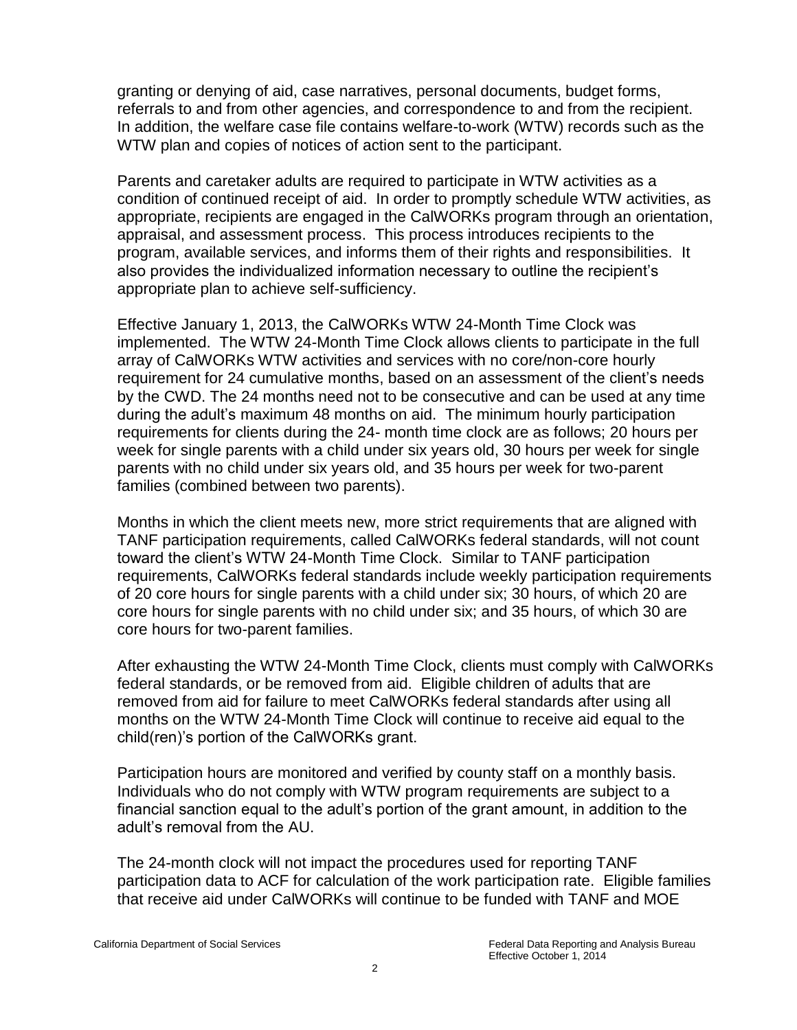granting or denying of aid, case narratives, personal documents, budget forms, referrals to and from other agencies, and correspondence to and from the recipient. In addition, the welfare case file contains welfare-to-work (WTW) records such as the WTW plan and copies of notices of action sent to the participant.

Parents and caretaker adults are required to participate in WTW activities as a condition of continued receipt of aid. In order to promptly schedule WTW activities, as appropriate, recipients are engaged in the CalWORKs program through an orientation, appraisal, and assessment process. This process introduces recipients to the program, available services, and informs them of their rights and responsibilities. It also provides the individualized information necessary to outline the recipient's appropriate plan to achieve self-sufficiency.

Effective January 1, 2013, the CalWORKs WTW 24-Month Time Clock was implemented. The WTW 24-Month Time Clock allows clients to participate in the full array of CalWORKs WTW activities and services with no core/non-core hourly requirement for 24 cumulative months, based on an assessment of the client's needs by the CWD. The 24 months need not to be consecutive and can be used at any time during the adult's maximum 48 months on aid. The minimum hourly participation requirements for clients during the 24- month time clock are as follows; 20 hours per week for single parents with a child under six years old, 30 hours per week for single parents with no child under six years old, and 35 hours per week for two-parent families (combined between two parents).

Months in which the client meets new, more strict requirements that are aligned with TANF participation requirements, called CalWORKs federal standards, will not count toward the client's WTW 24-Month Time Clock. Similar to TANF participation requirements, CalWORKs federal standards include weekly participation requirements of 20 core hours for single parents with a child under six; 30 hours, of which 20 are core hours for single parents with no child under six; and 35 hours, of which 30 are core hours for two-parent families.

After exhausting the WTW 24-Month Time Clock, clients must comply with CalWORKs federal standards, or be removed from aid. Eligible children of adults that are removed from aid for failure to meet CalWORKs federal standards after using all months on the WTW 24-Month Time Clock will continue to receive aid equal to the child(ren)'s portion of the CalWORKs grant.

Participation hours are monitored and verified by county staff on a monthly basis. Individuals who do not comply with WTW program requirements are subject to a financial sanction equal to the adult's portion of the grant amount, in addition to the adult's removal from the AU.

The 24-month clock will not impact the procedures used for reporting TANF participation data to ACF for calculation of the work participation rate. Eligible families that receive aid under CalWORKs will continue to be funded with TANF and MOE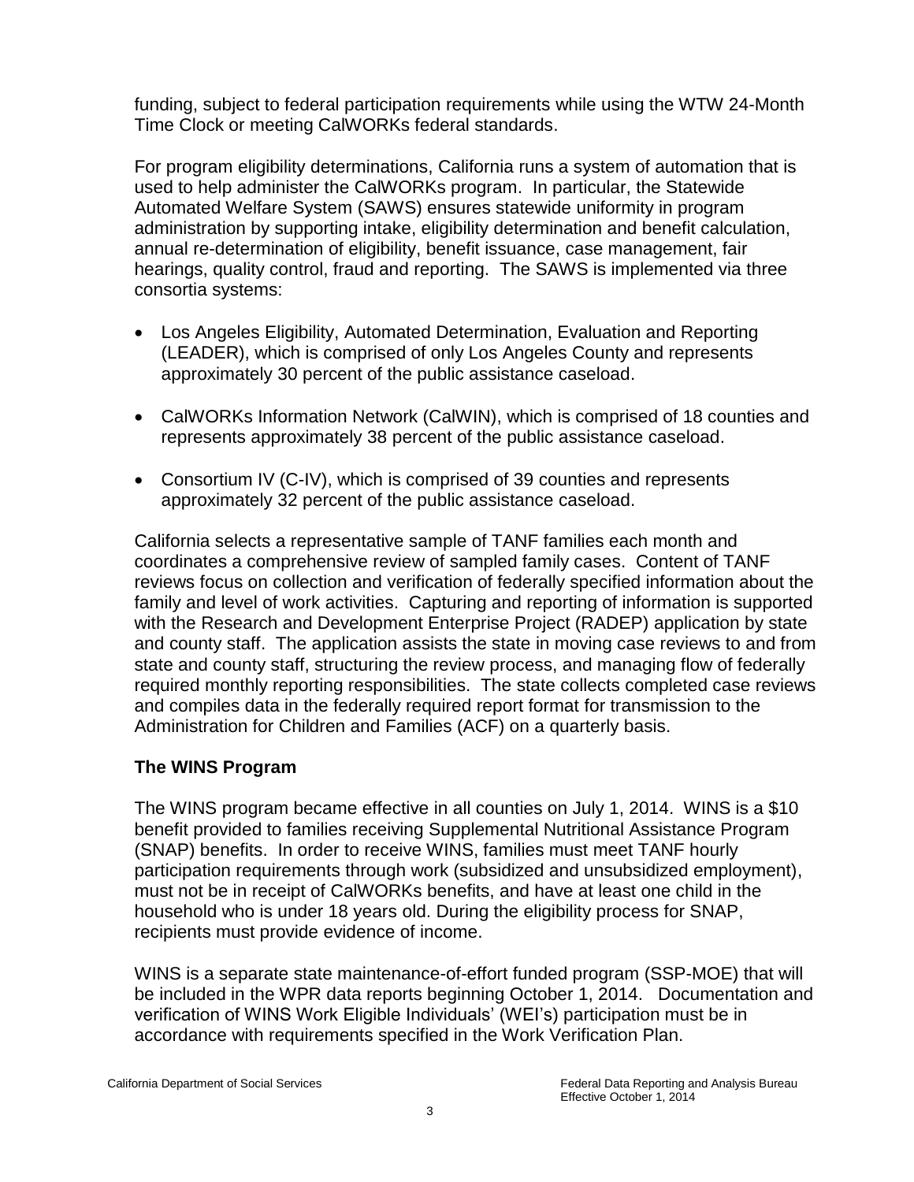funding, subject to federal participation requirements while using the WTW 24-Month Time Clock or meeting CalWORKs federal standards.

For program eligibility determinations, California runs a system of automation that is used to help administer the CalWORKs program. In particular, the Statewide Automated Welfare System (SAWS) ensures statewide uniformity in program administration by supporting intake, eligibility determination and benefit calculation, annual re-determination of eligibility, benefit issuance, case management, fair hearings, quality control, fraud and reporting. The SAWS is implemented via three consortia systems:

- Los Angeles Eligibility, Automated Determination, Evaluation and Reporting (LEADER), which is comprised of only Los Angeles County and represents approximately 30 percent of the public assistance caseload.
- CalWORKs Information Network (CalWIN), which is comprised of 18 counties and represents approximately 38 percent of the public assistance caseload.
- Consortium IV (C-IV), which is comprised of 39 counties and represents approximately 32 percent of the public assistance caseload.

California selects a representative sample of TANF families each month and coordinates a comprehensive review of sampled family cases. Content of TANF reviews focus on collection and verification of federally specified information about the family and level of work activities. Capturing and reporting of information is supported with the Research and Development Enterprise Project (RADEP) application by state and county staff. The application assists the state in moving case reviews to and from state and county staff, structuring the review process, and managing flow of federally required monthly reporting responsibilities. The state collects completed case reviews and compiles data in the federally required report format for transmission to the Administration for Children and Families (ACF) on a quarterly basis.

## The WINS Program

The WINS program became effective in all counties on July 1, 2014. WINS is a $10 benefit provided to families receiving Supplemental Nutritional Assistance Program (SNAP) benefits. In order to receive WINS, families must meet TANF hourly participation requirements through work (subsidized and unsubsidized employment), must not be in receipt of CalWORKs benefits, and have at least one child in the household who is under 18 years old. During the eligibility process for SNAP, recipients must provide evidence of income.

WINS is a separate state maintenance-of-effort funded program (SSP-MOE) that will be included in the WPR data reports beginning October 1, 2014. Documentation and verification of WINS Work Eligible Individuals' (WEI's) participation must be in accordance with requirements specified in the Work Verification Plan.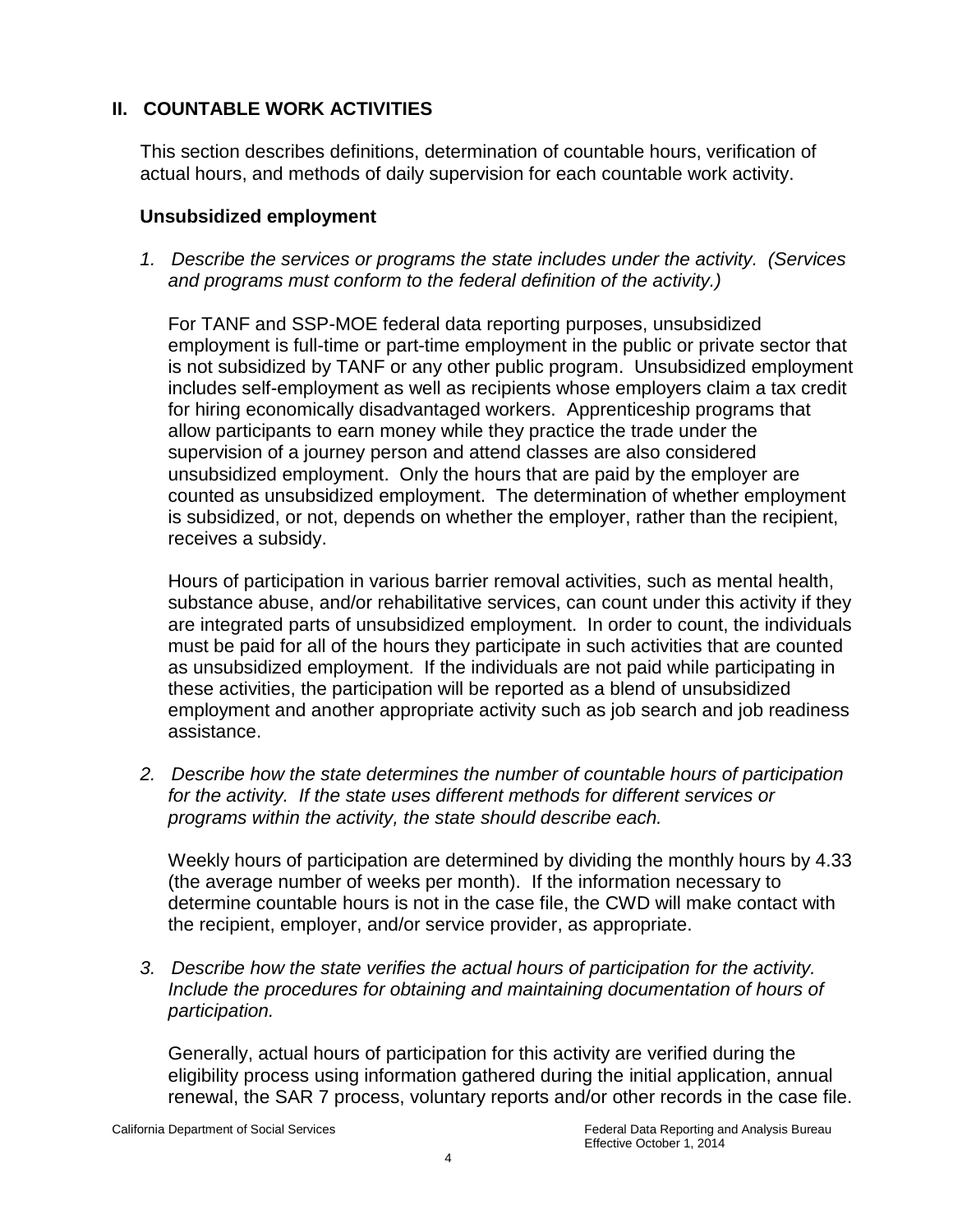## II. COUNTABLE WORK ACTIVITIES

This section describes definitions, determination of countable hours, verification of actual hours, and methods of daily supervision for each countable work activity.

### Unsubsidized employment

1. *Describe the services or programs the state includes under the activity. (Services and programs must conform to the federal definition of the activity.)*

   For TANF and SSP-MOE federal data reporting purposes, unsubsidized employment is full-time or part-time employment in the public or private sector that is not subsidized by TANF or any other public program. Unsubsidized employment includes self-employment as well as recipients whose employers claim a tax credit for hiring economically disadvantaged workers. Apprenticeship programs that allow participants to earn money while they practice the trade under the supervision of a journey person and attend classes are also considered unsubsidized employment. Only the hours that are paid by the employer are counted as unsubsidized employment. The determination of whether employment is subsidized, or not, depends on whether the employer, rather than the recipient, receives a subsidy.

   Hours of participation in various barrier removal activities, such as mental health, substance abuse, and/or rehabilitative services, can count under this activity if they are integrated parts of unsubsidized employment. In order to count, the individuals must be paid for all of the hours they participate in such activities that are counted as unsubsidized employment. If the individuals are not paid while participating in these activities, the participation will be reported as a blend of unsubsidized employment and another appropriate activity such as job search and job readiness assistance.

2. *Describe how the state determines the number of countable hours of participation for the activity. If the state uses different methods for different services or programs within the activity, the state should describe each.*

   Weekly hours of participation are determined by dividing the monthly hours by 4.33 (the average number of weeks per month). If the information necessary to determine countable hours is not in the case file, the CWD will make contact with the recipient, employer, and/or service provider, as appropriate.

3. *Describe how the state verifies the actual hours of participation for the activity. Include the procedures for obtaining and maintaining documentation of hours of participation.*

   Generally, actual hours of participation for this activity are verified during the eligibility process using information gathered during the initial application, annual renewal, the SAR 7 process, voluntary reports and/or other records in the case file.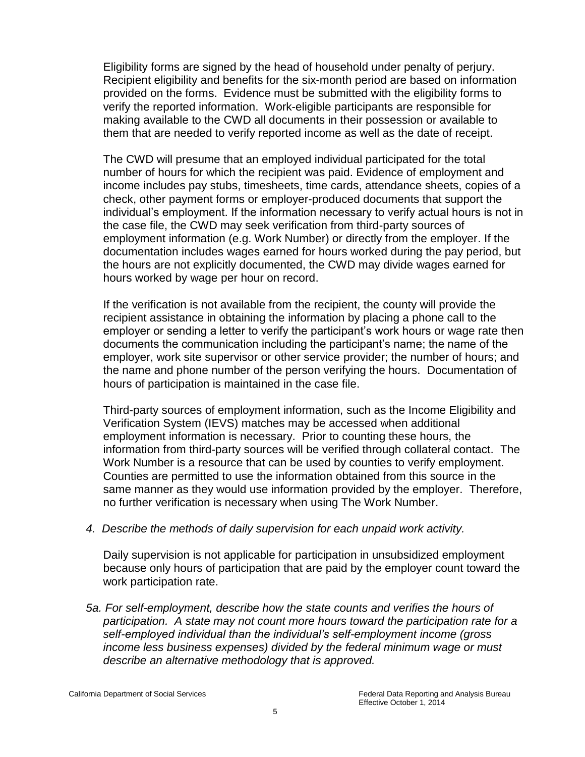Eligibility forms are signed by the head of household under penalty of perjury. Recipient eligibility and benefits for the six-month period are based on information provided on the forms. Evidence must be submitted with the eligibility forms to verify the reported information. Work-eligible participants are responsible for making available to the CWD all documents in their possession or available to them that are needed to verify reported income as well as the date of receipt.

The CWD will presume that an employed individual participated for the total number of hours for which the recipient was paid. Evidence of employment and income includes pay stubs, timesheets, time cards, attendance sheets, copies of a check, other payment forms or employer-produced documents that support the individual's employment. If the information necessary to verify actual hours is not in the case file, the CWD may seek verification from third-party sources of employment information (e.g. Work Number) or directly from the employer. If the documentation includes wages earned for hours worked during the pay period, but the hours are not explicitly documented, the CWD may divide wages earned for hours worked by wage per hour on record.

If the verification is not available from the recipient, the county will provide the recipient assistance in obtaining the information by placing a phone call to the employer or sending a letter to verify the participant's work hours or wage rate then documents the communication including the participant's name; the name of the employer, work site supervisor or other service provider; the number of hours; and the name and phone number of the person verifying the hours. Documentation of hours of participation is maintained in the case file.

Third-party sources of employment information, such as the Income Eligibility and Verification System (IEVS) matches may be accessed when additional employment information is necessary. Prior to counting these hours, the information from third-party sources will be verified through collateral contact. The Work Number is a resource that can be used by counties to verify employment. Counties are permitted to use the information obtained from this source in the same manner as they would use information provided by the employer. Therefore, no further verification is necessary when using The Work Number.

*4. Describe the methods of daily supervision for each unpaid work activity.*

Daily supervision is not applicable for participation in unsubsidized employment because only hours of participation that are paid by the employer count toward the work participation rate.

*5a. For self-employment, describe how the state counts and verifies the hours of participation. A state may not count more hours toward the participation rate for a self-employed individual than the individual's self-employment income (gross income less business expenses) divided by the federal minimum wage or must describe an alternative methodology that is approved.*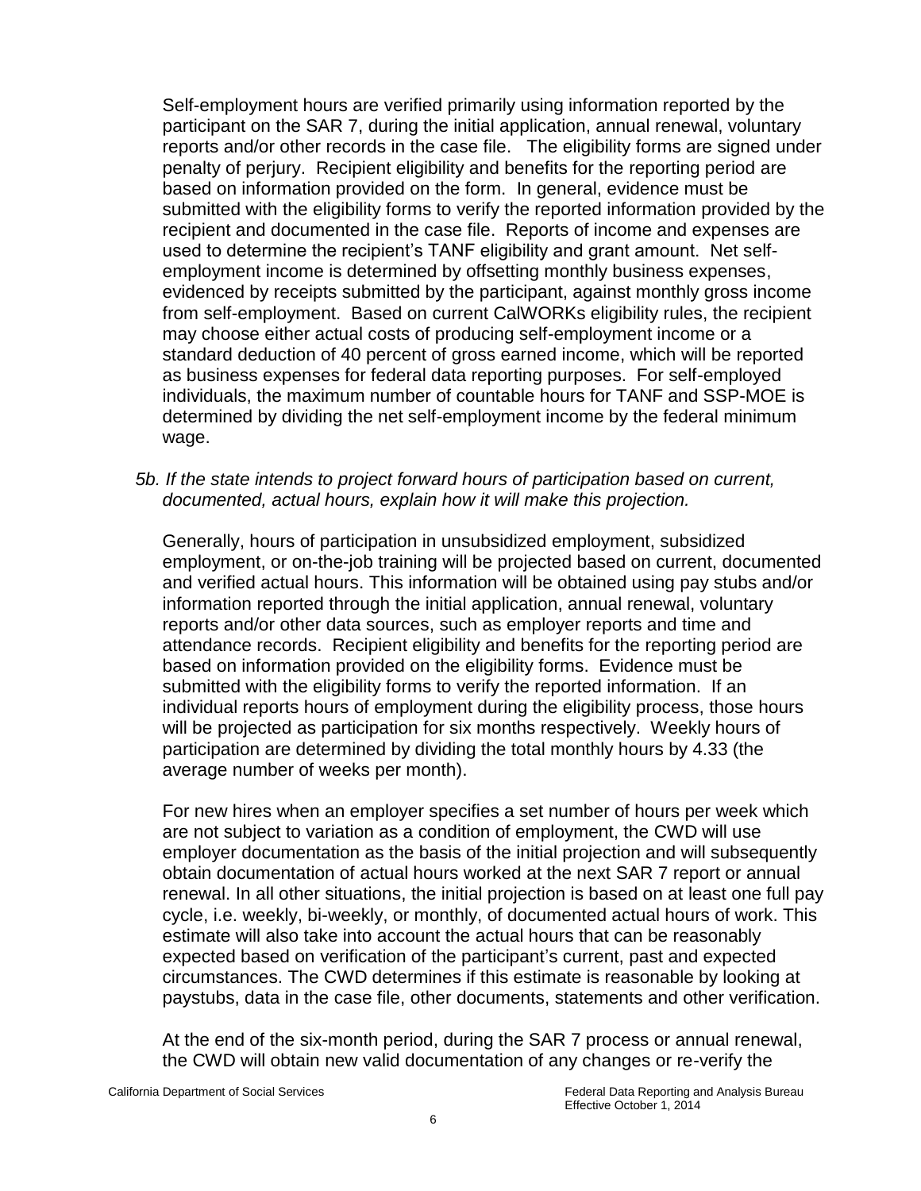Self-employment hours are verified primarily using information reported by the participant on the SAR 7, during the initial application, annual renewal, voluntary reports and/or other records in the case file. The eligibility forms are signed under penalty of perjury. Recipient eligibility and benefits for the reporting period are based on information provided on the form. In general, evidence must be submitted with the eligibility forms to verify the reported information provided by the recipient and documented in the case file. Reports of income and expenses are used to determine the recipient's TANF eligibility and grant amount. Net self-employment income is determined by offsetting monthly business expenses, evidenced by receipts submitted by the participant, against monthly gross income from self-employment. Based on current CalWORKs eligibility rules, the recipient may choose either actual costs of producing self-employment income or a standard deduction of 40 percent of gross earned income, which will be reported as business expenses for federal data reporting purposes. For self-employed individuals, the maximum number of countable hours for TANF and SSP-MOE is determined by dividing the net self-employment income by the federal minimum wage.

*5b. If the state intends to project forward hours of participation based on current, documented, actual hours, explain how it will make this projection.*

Generally, hours of participation in unsubsidized employment, subsidized employment, or on-the-job training will be projected based on current, documented and verified actual hours. This information will be obtained using pay stubs and/or information reported through the initial application, annual renewal, voluntary reports and/or other data sources, such as employer reports and time and attendance records. Recipient eligibility and benefits for the reporting period are based on information provided on the eligibility forms. Evidence must be submitted with the eligibility forms to verify the reported information. If an individual reports hours of employment during the eligibility process, those hours will be projected as participation for six months respectively. Weekly hours of participation are determined by dividing the total monthly hours by 4.33 (the average number of weeks per month).

For new hires when an employer specifies a set number of hours per week which are not subject to variation as a condition of employment, the CWD will use employer documentation as the basis of the initial projection and will subsequently obtain documentation of actual hours worked at the next SAR 7 report or annual renewal. In all other situations, the initial projection is based on at least one full pay cycle, i.e. weekly, bi-weekly, or monthly, of documented actual hours of work. This estimate will also take into account the actual hours that can be reasonably expected based on verification of the participant's current, past and expected circumstances. The CWD determines if this estimate is reasonable by looking at paystubs, data in the case file, other documents, statements and other verification.

At the end of the six-month period, during the SAR 7 process or annual renewal, the CWD will obtain new valid documentation of any changes or re-verify the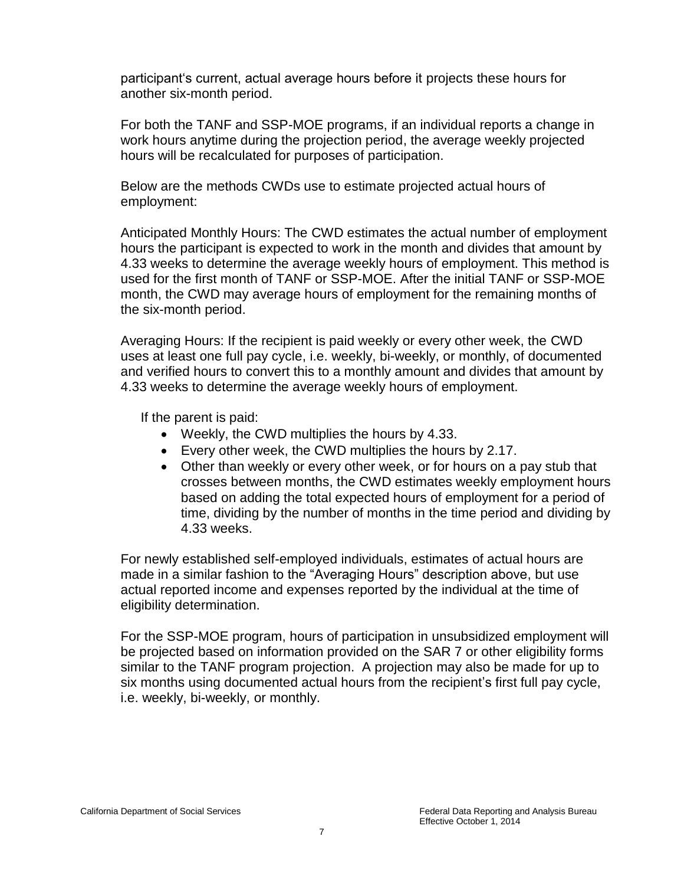participant's current, actual average hours before it projects these hours for another six-month period.

For both the TANF and SSP-MOE programs, if an individual reports a change in work hours anytime during the projection period, the average weekly projected hours will be recalculated for purposes of participation.

Below are the methods CWDs use to estimate projected actual hours of employment:

Anticipated Monthly Hours: The CWD estimates the actual number of employment hours the participant is expected to work in the month and divides that amount by 4.33 weeks to determine the average weekly hours of employment. This method is used for the first month of TANF or SSP-MOE. After the initial TANF or SSP-MOE month, the CWD may average hours of employment for the remaining months of the six-month period.

Averaging Hours: If the recipient is paid weekly or every other week, the CWD uses at least one full pay cycle, i.e. weekly, bi-weekly, or monthly, of documented and verified hours to convert this to a monthly amount and divides that amount by 4.33 weeks to determine the average weekly hours of employment.

If the parent is paid:

- Weekly, the CWD multiplies the hours by 4.33.
- Every other week, the CWD multiplies the hours by 2.17.
- Other than weekly or every other week, or for hours on a pay stub that crosses between months, the CWD estimates weekly employment hours based on adding the total expected hours of employment for a period of time, dividing by the number of months in the time period and dividing by 4.33 weeks.

For newly established self-employed individuals, estimates of actual hours are made in a similar fashion to the "Averaging Hours" description above, but use actual reported income and expenses reported by the individual at the time of eligibility determination.

For the SSP-MOE program, hours of participation in unsubsidized employment will be projected based on information provided on the SAR 7 or other eligibility forms similar to the TANF program projection. A projection may also be made for up to six months using documented actual hours from the recipient's first full pay cycle, i.e. weekly, bi-weekly, or monthly.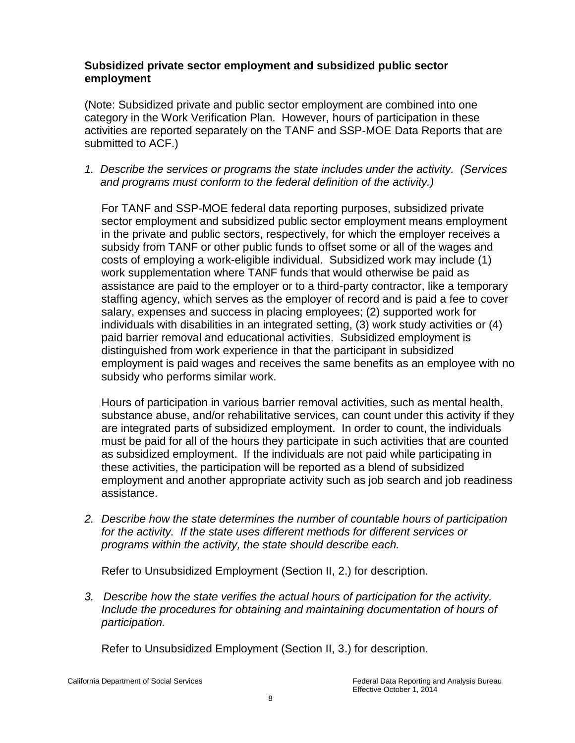**Subsidized private sector employment and subsidized public sector employment**

(Note: Subsidized private and public sector employment are combined into one category in the Work Verification Plan. However, hours of participation in these activities are reported separately on the TANF and SSP-MOE Data Reports that are submitted to ACF.)

1. *Describe the services or programs the state includes under the activity. (Services and programs must conform to the federal definition of the activity.)*

   For TANF and SSP-MOE federal data reporting purposes, subsidized private sector employment and subsidized public sector employment means employment in the private and public sectors, respectively, for which the employer receives a subsidy from TANF or other public funds to offset some or all of the wages and costs of employing a work-eligible individual. Subsidized work may include (1) work supplementation where TANF funds that would otherwise be paid as assistance are paid to the employer or to a third-party contractor, like a temporary staffing agency, which serves as the employer of record and is paid a fee to cover salary, expenses and success in placing employees; (2) supported work for individuals with disabilities in an integrated setting, (3) work study activities or (4) paid barrier removal and educational activities. Subsidized employment is distinguished from work experience in that the participant in subsidized employment is paid wages and receives the same benefits as an employee with no subsidy who performs similar work.

   Hours of participation in various barrier removal activities, such as mental health, substance abuse, and/or rehabilitative services, can count under this activity if they are integrated parts of subsidized employment. In order to count, the individuals must be paid for all of the hours they participate in such activities that are counted as subsidized employment. If the individuals are not paid while participating in these activities, the participation will be reported as a blend of subsidized employment and another appropriate activity such as job search and job readiness assistance.

2. *Describe how the state determines the number of countable hours of participation for the activity. If the state uses different methods for different services or programs within the activity, the state should describe each.*

   Refer to Unsubsidized Employment (Section II, 2.) for description.

3. *Describe how the state verifies the actual hours of participation for the activity. Include the procedures for obtaining and maintaining documentation of hours of participation.*

   Refer to Unsubsidized Employment (Section II, 3.) for description.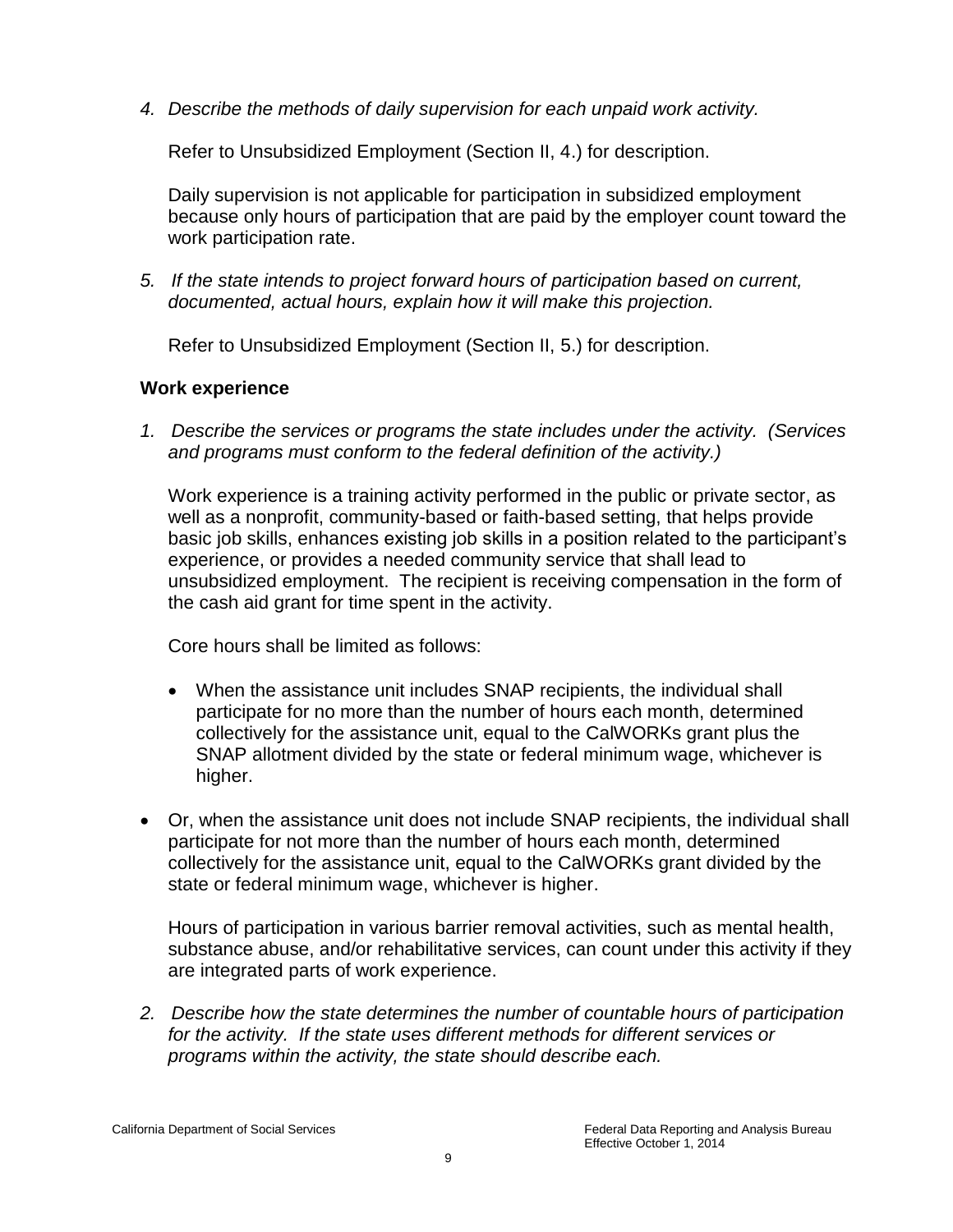4. *Describe the methods of daily supervision for each unpaid work activity.*

   Refer to Unsubsidized Employment (Section II, 4.) for description.

   Daily supervision is not applicable for participation in subsidized employment because only hours of participation that are paid by the employer count toward the work participation rate.

5. *If the state intends to project forward hours of participation based on current, documented, actual hours, explain how it will make this projection.*

   Refer to Unsubsidized Employment (Section II, 5.) for description.

**Work experience**

1. *Describe the services or programs the state includes under the activity. (Services and programs must conform to the federal definition of the activity.)*

   Work experience is a training activity performed in the public or private sector, as well as a nonprofit, community-based or faith-based setting, that helps provide basic job skills, enhances existing job skills in a position related to the participant's experience, or provides a needed community service that shall lead to unsubsidized employment. The recipient is receiving compensation in the form of the cash aid grant for time spent in the activity.

   Core hours shall be limited as follows:

   - When the assistance unit includes SNAP recipients, the individual shall participate for no more than the number of hours each month, determined collectively for the assistance unit, equal to the CalWORKs grant plus the SNAP allotment divided by the state or federal minimum wage, whichever is higher.

- Or, when the assistance unit does not include SNAP recipients, the individual shall participate for not more than the number of hours each month, determined collectively for the assistance unit, equal to the CalWORKs grant divided by the state or federal minimum wage, whichever is higher.

   Hours of participation in various barrier removal activities, such as mental health, substance abuse, and/or rehabilitative services, can count under this activity if they are integrated parts of work experience.

2. *Describe how the state determines the number of countable hours of participation for the activity. If the state uses different methods for different services or programs within the activity, the state should describe each.*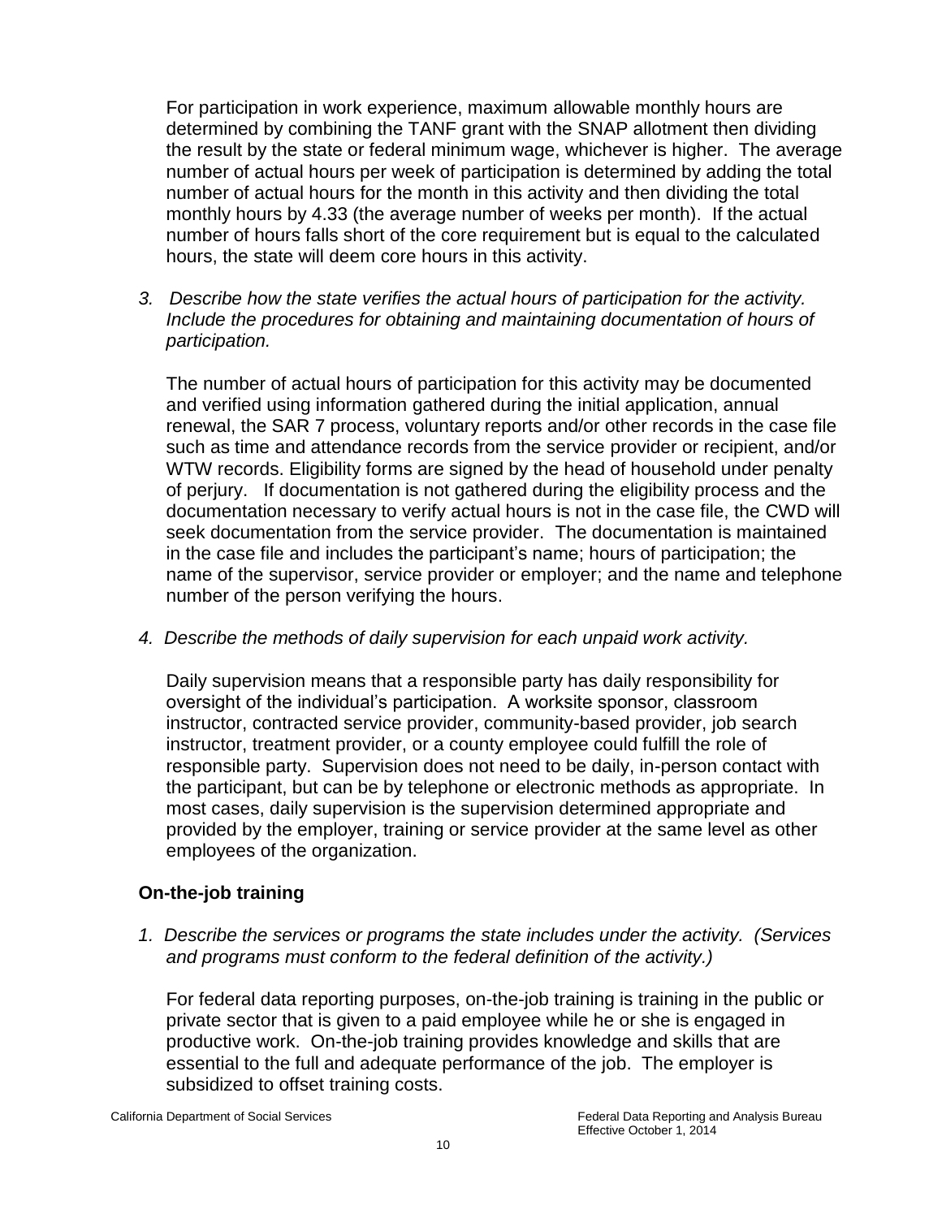For participation in work experience, maximum allowable monthly hours are determined by combining the TANF grant with the SNAP allotment then dividing the result by the state or federal minimum wage, whichever is higher. The average number of actual hours per week of participation is determined by adding the total number of actual hours for the month in this activity and then dividing the total monthly hours by 4.33 (the average number of weeks per month). If the actual number of hours falls short of the core requirement but is equal to the calculated hours, the state will deem core hours in this activity.

3. *Describe how the state verifies the actual hours of participation for the activity. Include the procedures for obtaining and maintaining documentation of hours of participation.*

   The number of actual hours of participation for this activity may be documented and verified using information gathered during the initial application, annual renewal, the SAR 7 process, voluntary reports and/or other records in the case file such as time and attendance records from the service provider or recipient, and/or WTW records. Eligibility forms are signed by the head of household under penalty of perjury. If documentation is not gathered during the eligibility process and the documentation necessary to verify actual hours is not in the case file, the CWD will seek documentation from the service provider. The documentation is maintained in the case file and includes the participant's name; hours of participation; the name of the supervisor, service provider or employer; and the name and telephone number of the person verifying the hours.

4. *Describe the methods of daily supervision for each unpaid work activity.*

   Daily supervision means that a responsible party has daily responsibility for oversight of the individual's participation. A worksite sponsor, classroom instructor, contracted service provider, community-based provider, job search instructor, treatment provider, or a county employee could fulfill the role of responsible party. Supervision does not need to be daily, in-person contact with the participant, but can be by telephone or electronic methods as appropriate. In most cases, daily supervision is the supervision determined appropriate and provided by the employer, training or service provider at the same level as other employees of the organization.

## On-the-job training

1. *Describe the services or programs the state includes under the activity. (Services and programs must conform to the federal definition of the activity.)*

   For federal data reporting purposes, on-the-job training is training in the public or private sector that is given to a paid employee while he or she is engaged in productive work. On-the-job training provides knowledge and skills that are essential to the full and adequate performance of the job. The employer is subsidized to offset training costs.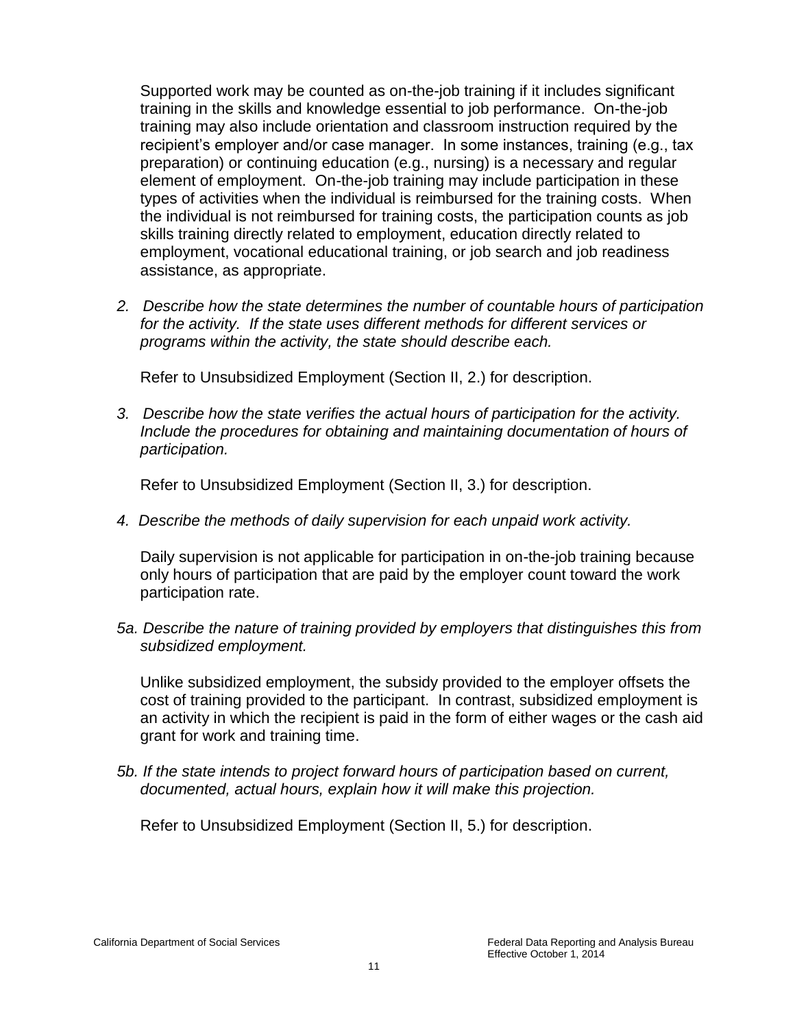Supported work may be counted as on-the-job training if it includes significant training in the skills and knowledge essential to job performance. On-the-job training may also include orientation and classroom instruction required by the recipient's employer and/or case manager. In some instances, training (e.g., tax preparation) or continuing education (e.g., nursing) is a necessary and regular element of employment. On-the-job training may include participation in these types of activities when the individual is reimbursed for the training costs. When the individual is not reimbursed for training costs, the participation counts as job skills training directly related to employment, education directly related to employment, vocational educational training, or job search and job readiness assistance, as appropriate.

*2. Describe how the state determines the number of countable hours of participation for the activity. If the state uses different methods for different services or programs within the activity, the state should describe each.*

Refer to Unsubsidized Employment (Section II, 2.) for description.

*3. Describe how the state verifies the actual hours of participation for the activity. Include the procedures for obtaining and maintaining documentation of hours of participation.*

Refer to Unsubsidized Employment (Section II, 3.) for description.

*4. Describe the methods of daily supervision for each unpaid work activity.*

Daily supervision is not applicable for participation in on-the-job training because only hours of participation that are paid by the employer count toward the work participation rate.

*5a. Describe the nature of training provided by employers that distinguishes this from subsidized employment.*

Unlike subsidized employment, the subsidy provided to the employer offsets the cost of training provided to the participant. In contrast, subsidized employment is an activity in which the recipient is paid in the form of either wages or the cash aid grant for work and training time.

*5b. If the state intends to project forward hours of participation based on current, documented, actual hours, explain how it will make this projection.*

Refer to Unsubsidized Employment (Section II, 5.) for description.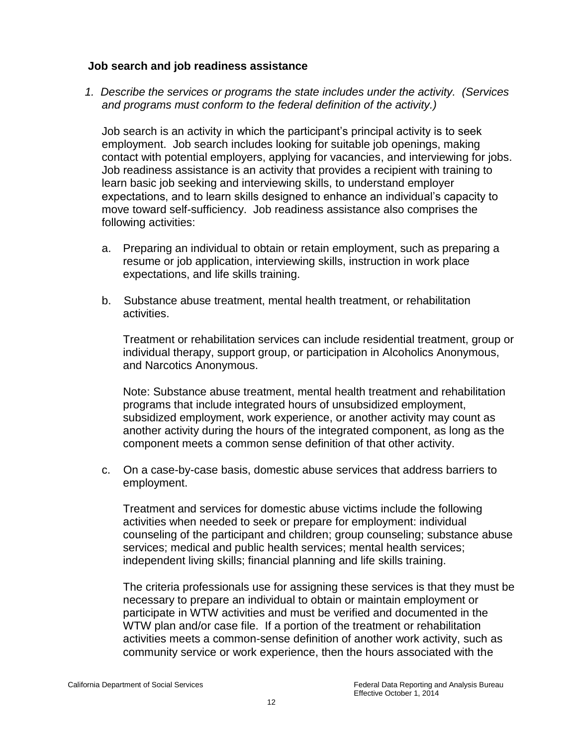**Job search and job readiness assistance**

1. *Describe the services or programs the state includes under the activity. (Services and programs must conform to the federal definition of the activity.)*

   Job search is an activity in which the participant's principal activity is to seek employment. Job search includes looking for suitable job openings, making contact with potential employers, applying for vacancies, and interviewing for jobs. Job readiness assistance is an activity that provides a recipient with training to learn basic job seeking and interviewing skills, to understand employer expectations, and to learn skills designed to enhance an individual's capacity to move toward self-sufficiency. Job readiness assistance also comprises the following activities:

   a. Preparing an individual to obtain or retain employment, such as preparing a resume or job application, interviewing skills, instruction in work place expectations, and life skills training.

   b. Substance abuse treatment, mental health treatment, or rehabilitation activities.

      Treatment or rehabilitation services can include residential treatment, group or individual therapy, support group, or participation in Alcoholics Anonymous, and Narcotics Anonymous.

      Note: Substance abuse treatment, mental health treatment and rehabilitation programs that include integrated hours of unsubsidized employment, subsidized employment, work experience, or another activity may count as another activity during the hours of the integrated component, as long as the component meets a common sense definition of that other activity.

   c. On a case-by-case basis, domestic abuse services that address barriers to employment.

      Treatment and services for domestic abuse victims include the following activities when needed to seek or prepare for employment: individual counseling of the participant and children; group counseling; substance abuse services; medical and public health services; mental health services; independent living skills; financial planning and life skills training.

      The criteria professionals use for assigning these services is that they must be necessary to prepare an individual to obtain or maintain employment or participate in WTW activities and must be verified and documented in the WTW plan and/or case file. If a portion of the treatment or rehabilitation activities meets a common-sense definition of another work activity, such as community service or work experience, then the hours associated with the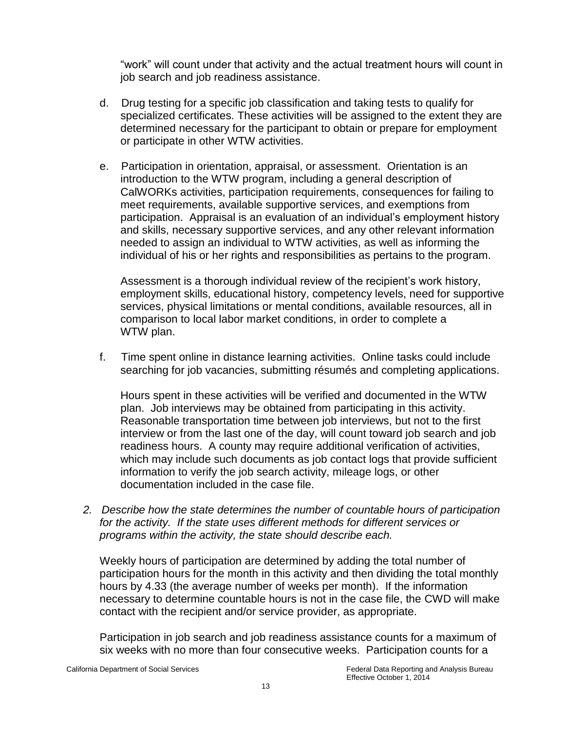"work" will count under that activity and the actual treatment hours will count in job search and job readiness assistance.

d. Drug testing for a specific job classification and taking tests to qualify for specialized certificates. These activities will be assigned to the extent they are determined necessary for the participant to obtain or prepare for employment or participate in other WTW activities.

e. Participation in orientation, appraisal, or assessment. Orientation is an introduction to the WTW program, including a general description of CalWORKs activities, participation requirements, consequences for failing to meet requirements, available supportive services, and exemptions from participation. Appraisal is an evaluation of an individual's employment history and skills, necessary supportive services, and any other relevant information needed to assign an individual to WTW activities, as well as informing the individual of his or her rights and responsibilities as pertains to the program.

   Assessment is a thorough individual review of the recipient's work history, employment skills, educational history, competency levels, need for supportive services, physical limitations or mental conditions, available resources, all in comparison to local labor market conditions, in order to complete a WTW plan.

f. Time spent online in distance learning activities. Online tasks could include searching for job vacancies, submitting résumés and completing applications.

   Hours spent in these activities will be verified and documented in the WTW plan. Job interviews may be obtained from participating in this activity. Reasonable transportation time between job interviews, but not to the first interview or from the last one of the day, will count toward job search and job readiness hours. A county may require additional verification of activities, which may include such documents as job contact logs that provide sufficient information to verify the job search activity, mileage logs, or other documentation included in the case file.

*2. Describe how the state determines the number of countable hours of participation for the activity. If the state uses different methods for different services or programs within the activity, the state should describe each.*

Weekly hours of participation are determined by adding the total number of participation hours for the month in this activity and then dividing the total monthly hours by 4.33 (the average number of weeks per month). If the information necessary to determine countable hours is not in the case file, the CWD will make contact with the recipient and/or service provider, as appropriate.

Participation in job search and job readiness assistance counts for a maximum of six weeks with no more than four consecutive weeks. Participation counts for a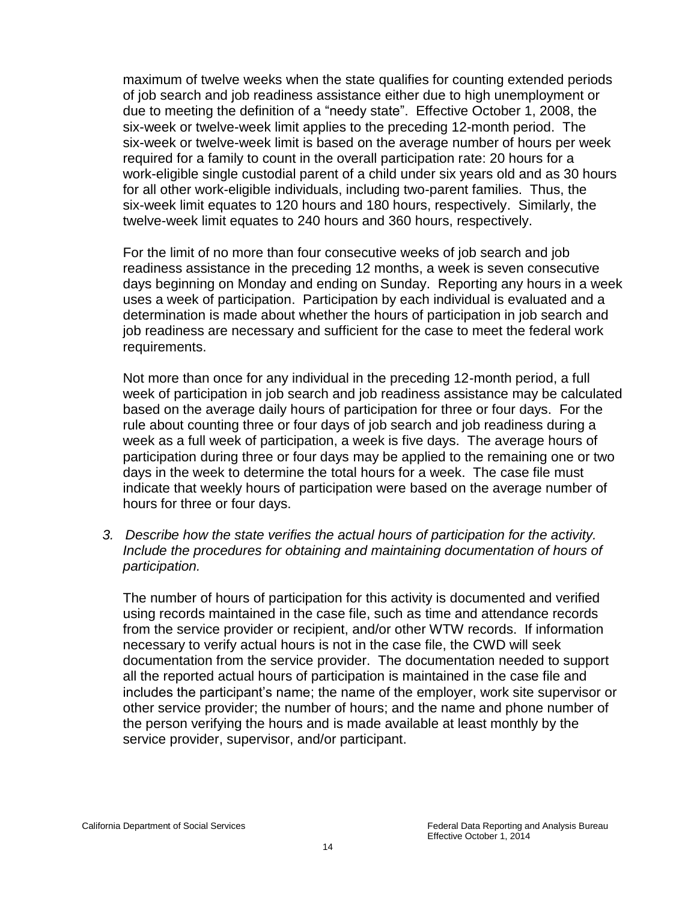maximum of twelve weeks when the state qualifies for counting extended periods of job search and job readiness assistance either due to high unemployment or due to meeting the definition of a "needy state". Effective October 1, 2008, the six-week or twelve-week limit applies to the preceding 12-month period. The six-week or twelve-week limit is based on the average number of hours per week required for a family to count in the overall participation rate: 20 hours for a work-eligible single custodial parent of a child under six years old and as 30 hours for all other work-eligible individuals, including two-parent families. Thus, the six-week limit equates to 120 hours and 180 hours, respectively. Similarly, the twelve-week limit equates to 240 hours and 360 hours, respectively.

For the limit of no more than four consecutive weeks of job search and job readiness assistance in the preceding 12 months, a week is seven consecutive days beginning on Monday and ending on Sunday. Reporting any hours in a week uses a week of participation. Participation by each individual is evaluated and a determination is made about whether the hours of participation in job search and job readiness are necessary and sufficient for the case to meet the federal work requirements.

Not more than once for any individual in the preceding 12-month period, a full week of participation in job search and job readiness assistance may be calculated based on the average daily hours of participation for three or four days. For the rule about counting three or four days of job search and job readiness during a week as a full week of participation, a week is five days. The average hours of participation during three or four days may be applied to the remaining one or two days in the week to determine the total hours for a week. The case file must indicate that weekly hours of participation were based on the average number of hours for three or four days.

3. *Describe how the state verifies the actual hours of participation for the activity. Include the procedures for obtaining and maintaining documentation of hours of participation.*

The number of hours of participation for this activity is documented and verified using records maintained in the case file, such as time and attendance records from the service provider or recipient, and/or other WTW records. If information necessary to verify actual hours is not in the case file, the CWD will seek documentation from the service provider. The documentation needed to support all the reported actual hours of participation is maintained in the case file and includes the participant's name; the name of the employer, work site supervisor or other service provider; the number of hours; and the name and phone number of the person verifying the hours and is made available at least monthly by the service provider, supervisor, and/or participant.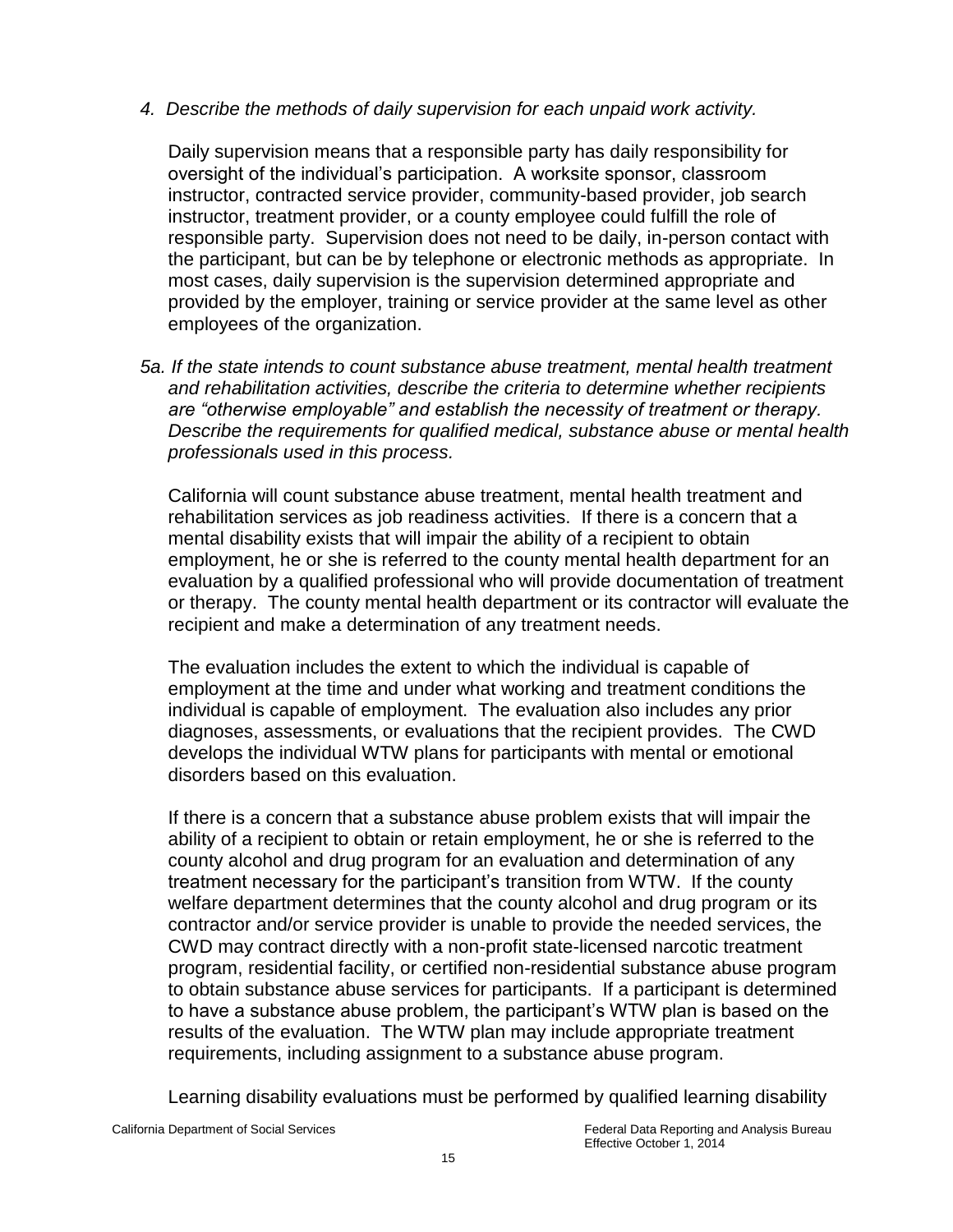*4. Describe the methods of daily supervision for each unpaid work activity.*

Daily supervision means that a responsible party has daily responsibility for oversight of the individual's participation. A worksite sponsor, classroom instructor, contracted service provider, community-based provider, job search instructor, treatment provider, or a county employee could fulfill the role of responsible party. Supervision does not need to be daily, in-person contact with the participant, but can be by telephone or electronic methods as appropriate. In most cases, daily supervision is the supervision determined appropriate and provided by the employer, training or service provider at the same level as other employees of the organization.

*5a. If the state intends to count substance abuse treatment, mental health treatment and rehabilitation activities, describe the criteria to determine whether recipients are "otherwise employable" and establish the necessity of treatment or therapy. Describe the requirements for qualified medical, substance abuse or mental health professionals used in this process.*

California will count substance abuse treatment, mental health treatment and rehabilitation services as job readiness activities. If there is a concern that a mental disability exists that will impair the ability of a recipient to obtain employment, he or she is referred to the county mental health department for an evaluation by a qualified professional who will provide documentation of treatment or therapy. The county mental health department or its contractor will evaluate the recipient and make a determination of any treatment needs.

The evaluation includes the extent to which the individual is capable of employment at the time and under what working and treatment conditions the individual is capable of employment. The evaluation also includes any prior diagnoses, assessments, or evaluations that the recipient provides. The CWD develops the individual WTW plans for participants with mental or emotional disorders based on this evaluation.

If there is a concern that a substance abuse problem exists that will impair the ability of a recipient to obtain or retain employment, he or she is referred to the county alcohol and drug program for an evaluation and determination of any treatment necessary for the participant's transition from WTW. If the county welfare department determines that the county alcohol and drug program or its contractor and/or service provider is unable to provide the needed services, the CWD may contract directly with a non-profit state-licensed narcotic treatment program, residential facility, or certified non-residential substance abuse program to obtain substance abuse services for participants. If a participant is determined to have a substance abuse problem, the participant's WTW plan is based on the results of the evaluation. The WTW plan may include appropriate treatment requirements, including assignment to a substance abuse program.

Learning disability evaluations must be performed by qualified learning disability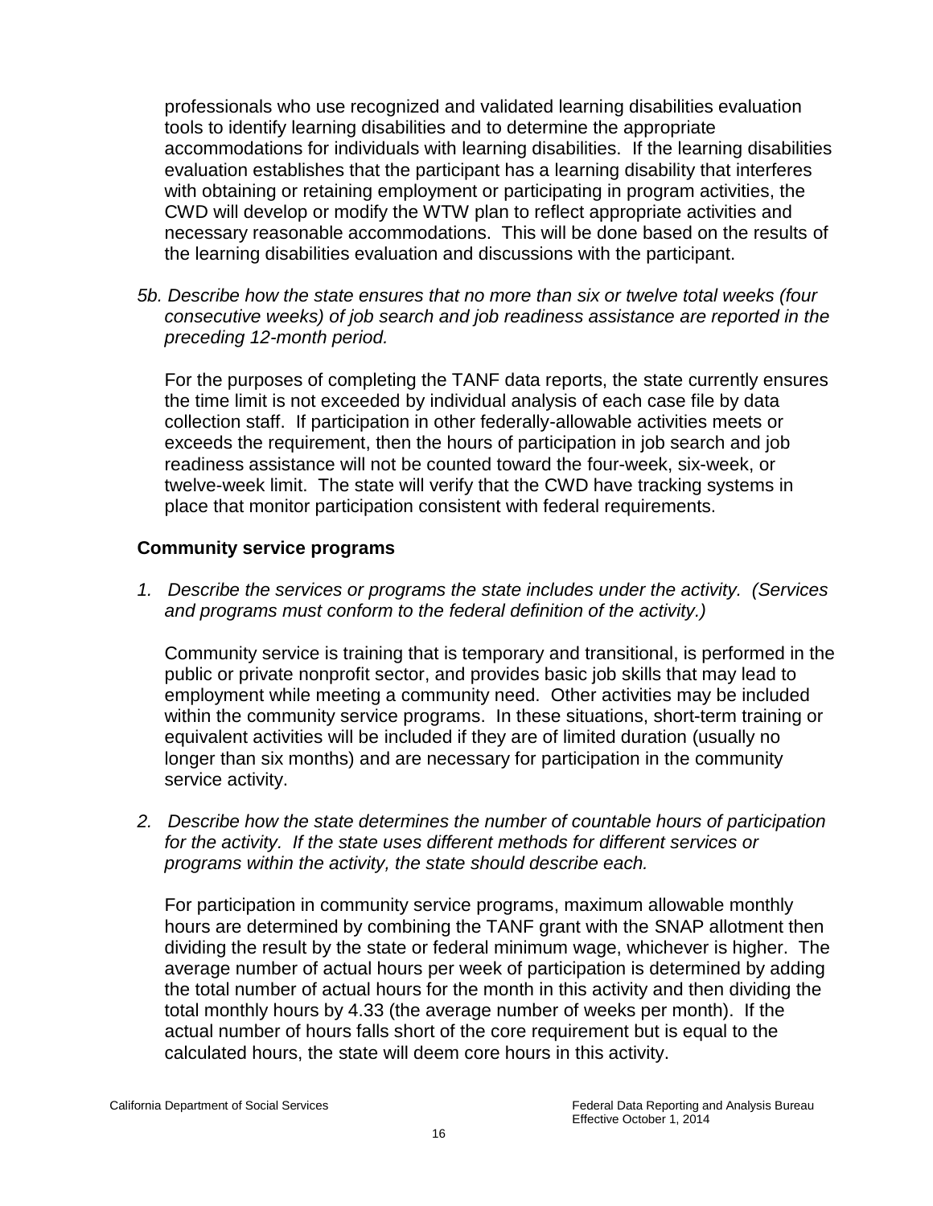professionals who use recognized and validated learning disabilities evaluation tools to identify learning disabilities and to determine the appropriate accommodations for individuals with learning disabilities. If the learning disabilities evaluation establishes that the participant has a learning disability that interferes with obtaining or retaining employment or participating in program activities, the CWD will develop or modify the WTW plan to reflect appropriate activities and necessary reasonable accommodations. This will be done based on the results of the learning disabilities evaluation and discussions with the participant.

*5b. Describe how the state ensures that no more than six or twelve total weeks (four consecutive weeks) of job search and job readiness assistance are reported in the preceding 12-month period.*

For the purposes of completing the TANF data reports, the state currently ensures the time limit is not exceeded by individual analysis of each case file by data collection staff. If participation in other federally-allowable activities meets or exceeds the requirement, then the hours of participation in job search and job readiness assistance will not be counted toward the four-week, six-week, or twelve-week limit. The state will verify that the CWD have tracking systems in place that monitor participation consistent with federal requirements.

**Community service programs**

*1. Describe the services or programs the state includes under the activity. (Services and programs must conform to the federal definition of the activity.)*

Community service is training that is temporary and transitional, is performed in the public or private nonprofit sector, and provides basic job skills that may lead to employment while meeting a community need. Other activities may be included within the community service programs. In these situations, short-term training or equivalent activities will be included if they are of limited duration (usually no longer than six months) and are necessary for participation in the community service activity.

*2. Describe how the state determines the number of countable hours of participation for the activity. If the state uses different methods for different services or programs within the activity, the state should describe each.*

For participation in community service programs, maximum allowable monthly hours are determined by combining the TANF grant with the SNAP allotment then dividing the result by the state or federal minimum wage, whichever is higher. The average number of actual hours per week of participation is determined by adding the total number of actual hours for the month in this activity and then dividing the total monthly hours by 4.33 (the average number of weeks per month). If the actual number of hours falls short of the core requirement but is equal to the calculated hours, the state will deem core hours in this activity.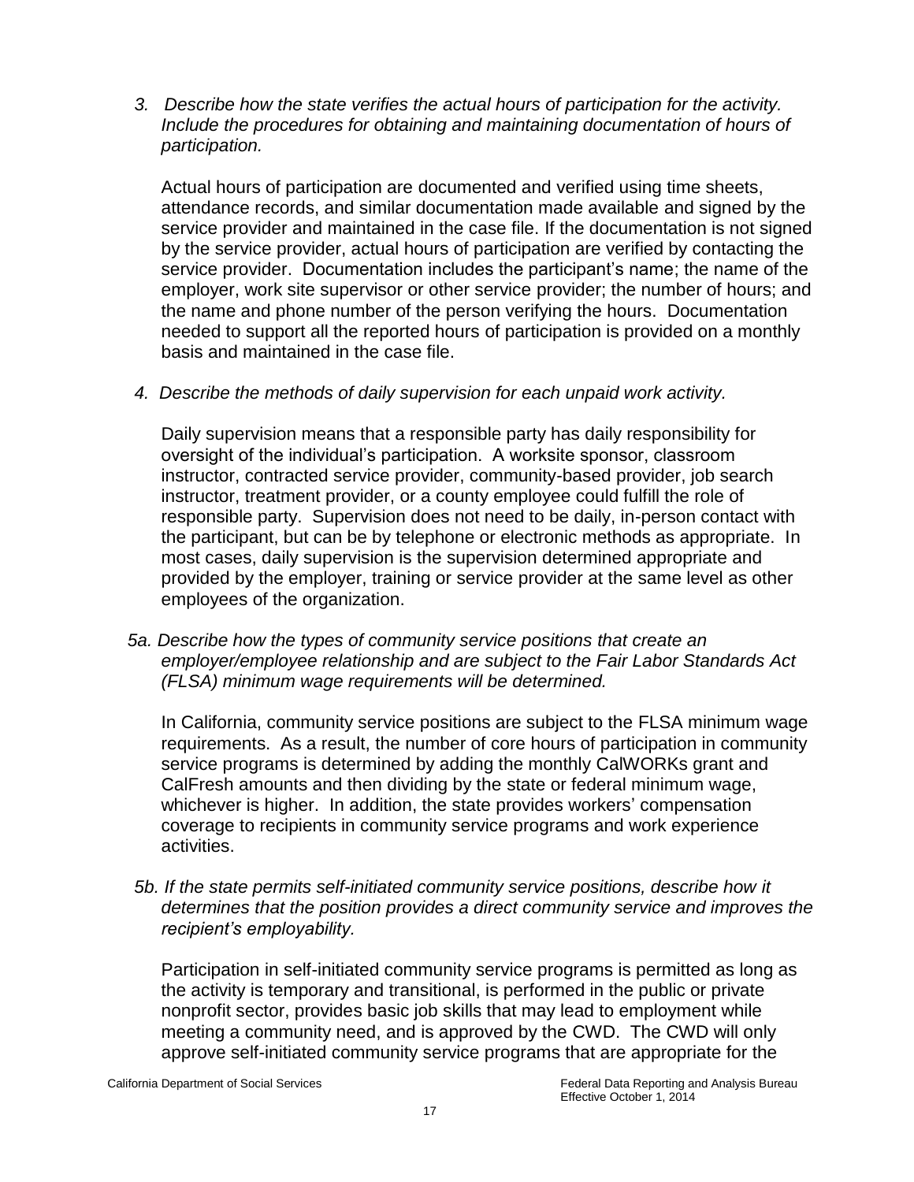*3. Describe how the state verifies the actual hours of participation for the activity. Include the procedures for obtaining and maintaining documentation of hours of participation.*

Actual hours of participation are documented and verified using time sheets, attendance records, and similar documentation made available and signed by the service provider and maintained in the case file. If the documentation is not signed by the service provider, actual hours of participation are verified by contacting the service provider. Documentation includes the participant's name; the name of the employer, work site supervisor or other service provider; the number of hours; and the name and phone number of the person verifying the hours. Documentation needed to support all the reported hours of participation is provided on a monthly basis and maintained in the case file.

*4. Describe the methods of daily supervision for each unpaid work activity.*

Daily supervision means that a responsible party has daily responsibility for oversight of the individual's participation. A worksite sponsor, classroom instructor, contracted service provider, community-based provider, job search instructor, treatment provider, or a county employee could fulfill the role of responsible party. Supervision does not need to be daily, in-person contact with the participant, but can be by telephone or electronic methods as appropriate. In most cases, daily supervision is the supervision determined appropriate and provided by the employer, training or service provider at the same level as other employees of the organization.

*5a. Describe how the types of community service positions that create an employer/employee relationship and are subject to the Fair Labor Standards Act (FLSA) minimum wage requirements will be determined.*

In California, community service positions are subject to the FLSA minimum wage requirements. As a result, the number of core hours of participation in community service programs is determined by adding the monthly CalWORKs grant and CalFresh amounts and then dividing by the state or federal minimum wage, whichever is higher. In addition, the state provides workers' compensation coverage to recipients in community service programs and work experience activities.

*5b. If the state permits self-initiated community service positions, describe how it determines that the position provides a direct community service and improves the recipient's employability.*

Participation in self-initiated community service programs is permitted as long as the activity is temporary and transitional, is performed in the public or private nonprofit sector, provides basic job skills that may lead to employment while meeting a community need, and is approved by the CWD. The CWD will only approve self-initiated community service programs that are appropriate for the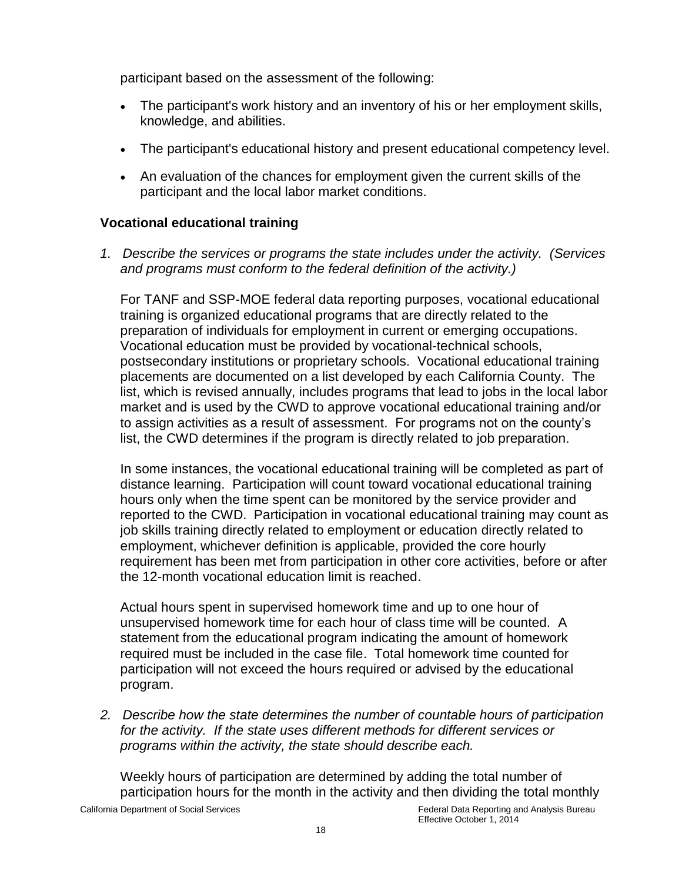participant based on the assessment of the following:

- The participant's work history and an inventory of his or her employment skills, knowledge, and abilities.
- The participant's educational history and present educational competency level.
- An evaluation of the chances for employment given the current skills of the participant and the local labor market conditions.

### Vocational educational training

*1. Describe the services or programs the state includes under the activity. (Services and programs must conform to the federal definition of the activity.)*

For TANF and SSP-MOE federal data reporting purposes, vocational educational training is organized educational programs that are directly related to the preparation of individuals for employment in current or emerging occupations. Vocational education must be provided by vocational-technical schools, postsecondary institutions or proprietary schools. Vocational educational training placements are documented on a list developed by each California County. The list, which is revised annually, includes programs that lead to jobs in the local labor market and is used by the CWD to approve vocational educational training and/or to assign activities as a result of assessment. For programs not on the county's list, the CWD determines if the program is directly related to job preparation.

In some instances, the vocational educational training will be completed as part of distance learning. Participation will count toward vocational educational training hours only when the time spent can be monitored by the service provider and reported to the CWD. Participation in vocational educational training may count as job skills training directly related to employment or education directly related to employment, whichever definition is applicable, provided the core hourly requirement has been met from participation in other core activities, before or after the 12-month vocational education limit is reached.

Actual hours spent in supervised homework time and up to one hour of unsupervised homework time for each hour of class time will be counted. A statement from the educational program indicating the amount of homework required must be included in the case file. Total homework time counted for participation will not exceed the hours required or advised by the educational program.

*2. Describe how the state determines the number of countable hours of participation for the activity. If the state uses different methods for different services or programs within the activity, the state should describe each.*

Weekly hours of participation are determined by adding the total number of participation hours for the month in the activity and then dividing the total monthly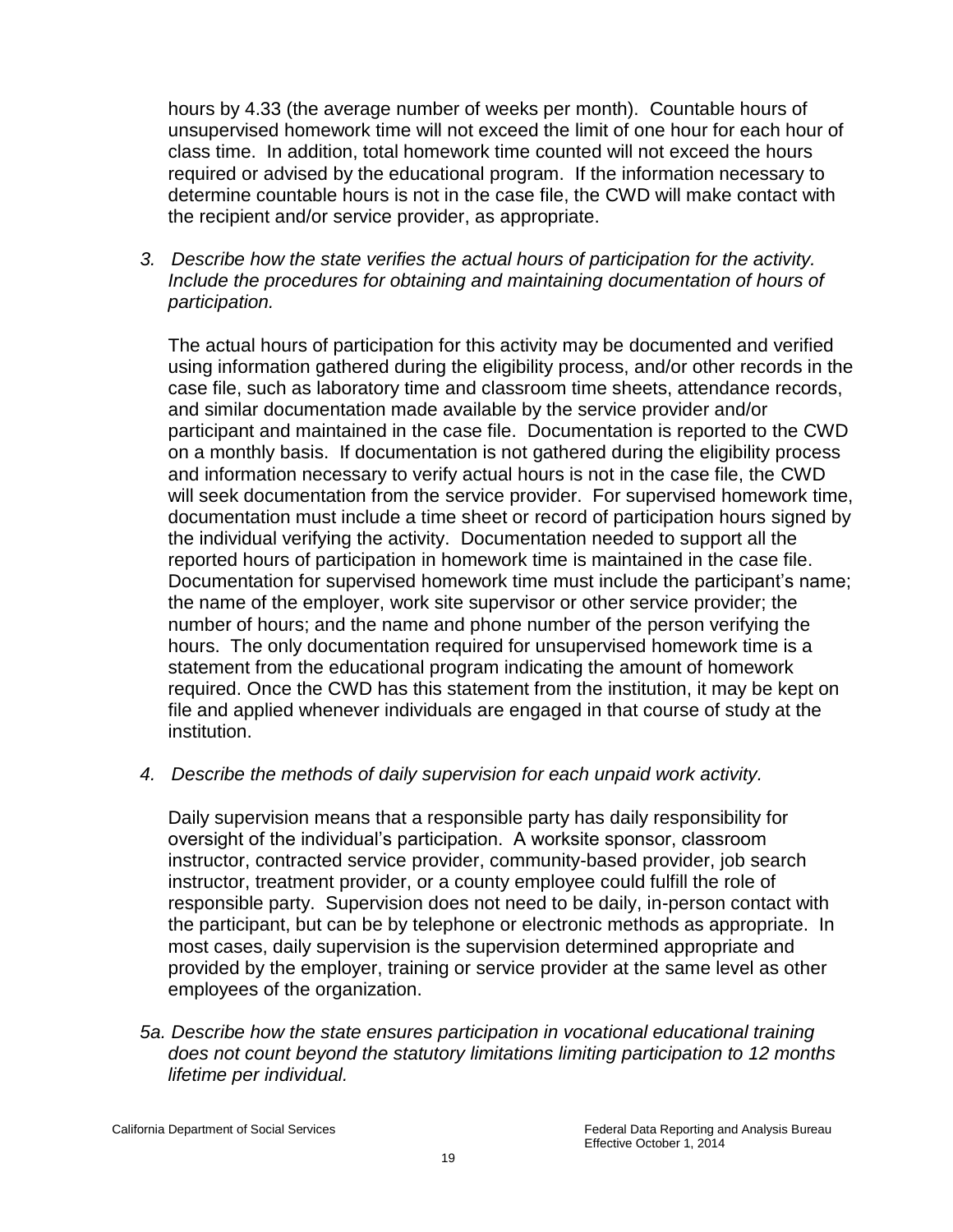hours by 4.33 (the average number of weeks per month). Countable hours of unsupervised homework time will not exceed the limit of one hour for each hour of class time. In addition, total homework time counted will not exceed the hours required or advised by the educational program. If the information necessary to determine countable hours is not in the case file, the CWD will make contact with the recipient and/or service provider, as appropriate.

*3. Describe how the state verifies the actual hours of participation for the activity. Include the procedures for obtaining and maintaining documentation of hours of participation.*

The actual hours of participation for this activity may be documented and verified using information gathered during the eligibility process, and/or other records in the case file, such as laboratory time and classroom time sheets, attendance records, and similar documentation made available by the service provider and/or participant and maintained in the case file. Documentation is reported to the CWD on a monthly basis. If documentation is not gathered during the eligibility process and information necessary to verify actual hours is not in the case file, the CWD will seek documentation from the service provider. For supervised homework time, documentation must include a time sheet or record of participation hours signed by the individual verifying the activity. Documentation needed to support all the reported hours of participation in homework time is maintained in the case file. Documentation for supervised homework time must include the participant's name; the name of the employer, work site supervisor or other service provider; the number of hours; and the name and phone number of the person verifying the hours. The only documentation required for unsupervised homework time is a statement from the educational program indicating the amount of homework required. Once the CWD has this statement from the institution, it may be kept on file and applied whenever individuals are engaged in that course of study at the institution.

*4. Describe the methods of daily supervision for each unpaid work activity.*

Daily supervision means that a responsible party has daily responsibility for oversight of the individual's participation. A worksite sponsor, classroom instructor, contracted service provider, community-based provider, job search instructor, treatment provider, or a county employee could fulfill the role of responsible party. Supervision does not need to be daily, in-person contact with the participant, but can be by telephone or electronic methods as appropriate. In most cases, daily supervision is the supervision determined appropriate and provided by the employer, training or service provider at the same level as other employees of the organization.

*5a. Describe how the state ensures participation in vocational educational training does not count beyond the statutory limitations limiting participation to 12 months lifetime per individual.*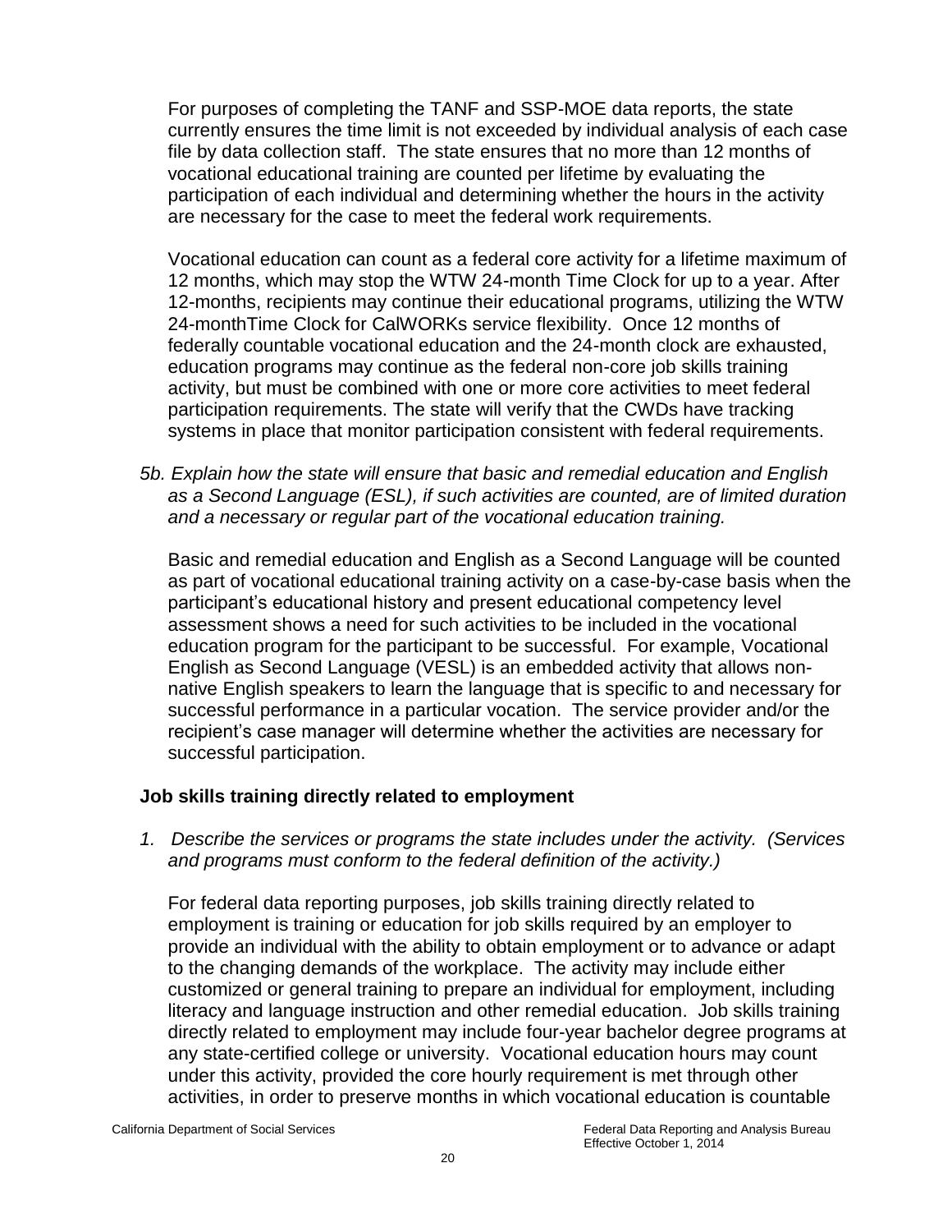For purposes of completing the TANF and SSP-MOE data reports, the state currently ensures the time limit is not exceeded by individual analysis of each case file by data collection staff. The state ensures that no more than 12 months of vocational educational training are counted per lifetime by evaluating the participation of each individual and determining whether the hours in the activity are necessary for the case to meet the federal work requirements.

Vocational education can count as a federal core activity for a lifetime maximum of 12 months, which may stop the WTW 24-month Time Clock for up to a year. After 12-months, recipients may continue their educational programs, utilizing the WTW 24-monthTime Clock for CalWORKs service flexibility. Once 12 months of federally countable vocational education and the 24-month clock are exhausted, education programs may continue as the federal non-core job skills training activity, but must be combined with one or more core activities to meet federal participation requirements. The state will verify that the CWDs have tracking systems in place that monitor participation consistent with federal requirements.

*5b. Explain how the state will ensure that basic and remedial education and English as a Second Language (ESL), if such activities are counted, are of limited duration and a necessary or regular part of the vocational education training.*

Basic and remedial education and English as a Second Language will be counted as part of vocational educational training activity on a case-by-case basis when the participant's educational history and present educational competency level assessment shows a need for such activities to be included in the vocational education program for the participant to be successful. For example, Vocational English as Second Language (VESL) is an embedded activity that allows non-native English speakers to learn the language that is specific to and necessary for successful performance in a particular vocation. The service provider and/or the recipient's case manager will determine whether the activities are necessary for successful participation.

**Job skills training directly related to employment**

*1. Describe the services or programs the state includes under the activity. (Services and programs must conform to the federal definition of the activity.)*

For federal data reporting purposes, job skills training directly related to employment is training or education for job skills required by an employer to provide an individual with the ability to obtain employment or to advance or adapt to the changing demands of the workplace. The activity may include either customized or general training to prepare an individual for employment, including literacy and language instruction and other remedial education. Job skills training directly related to employment may include four-year bachelor degree programs at any state-certified college or university. Vocational education hours may count under this activity, provided the core hourly requirement is met through other activities, in order to preserve months in which vocational education is countable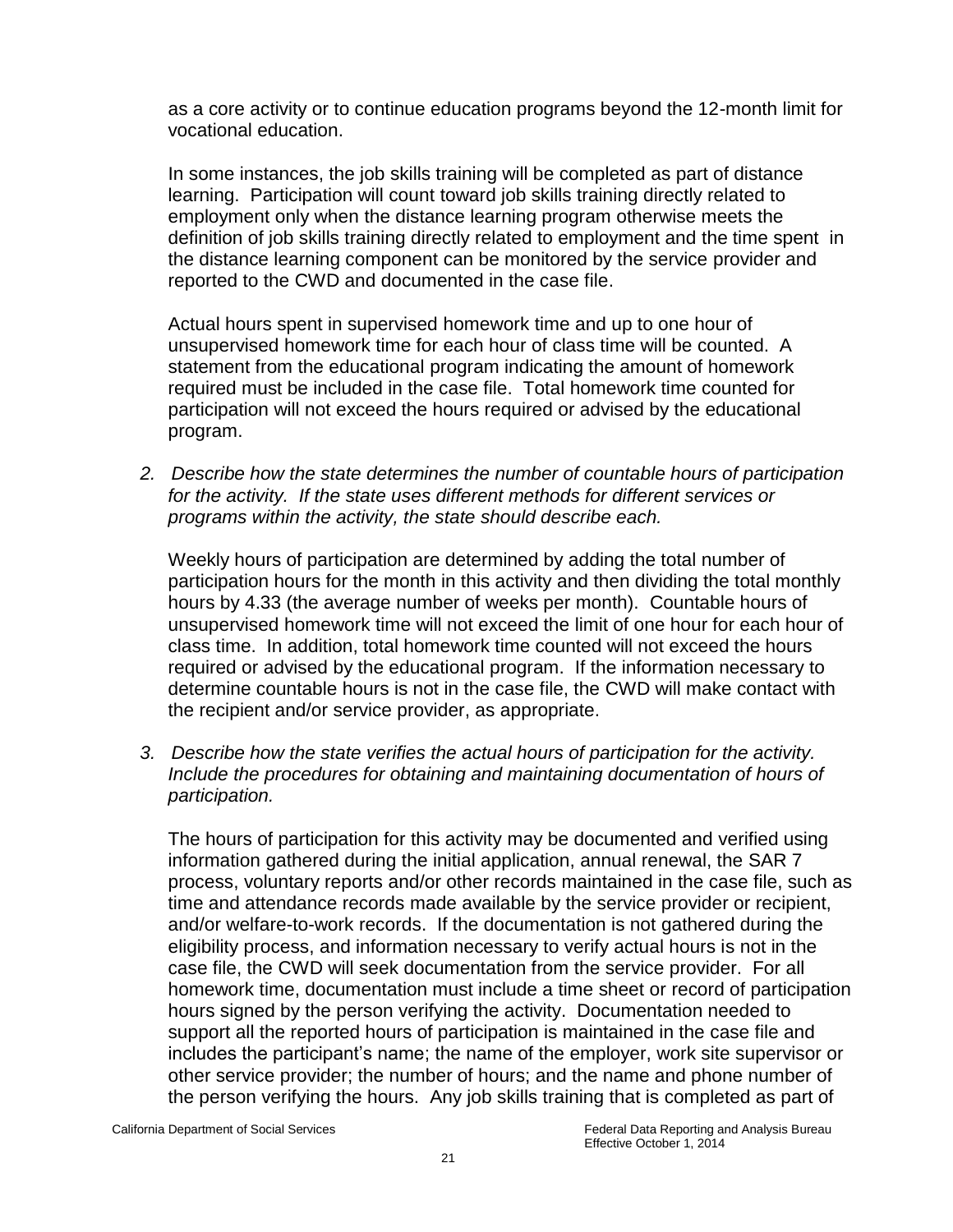as a core activity or to continue education programs beyond the 12-month limit for vocational education.

In some instances, the job skills training will be completed as part of distance learning. Participation will count toward job skills training directly related to employment only when the distance learning program otherwise meets the definition of job skills training directly related to employment and the time spent in the distance learning component can be monitored by the service provider and reported to the CWD and documented in the case file.

Actual hours spent in supervised homework time and up to one hour of unsupervised homework time for each hour of class time will be counted. A statement from the educational program indicating the amount of homework required must be included in the case file. Total homework time counted for participation will not exceed the hours required or advised by the educational program.

2. *Describe how the state determines the number of countable hours of participation for the activity. If the state uses different methods for different services or programs within the activity, the state should describe each.*

Weekly hours of participation are determined by adding the total number of participation hours for the month in this activity and then dividing the total monthly hours by 4.33 (the average number of weeks per month). Countable hours of unsupervised homework time will not exceed the limit of one hour for each hour of class time. In addition, total homework time counted will not exceed the hours required or advised by the educational program. If the information necessary to determine countable hours is not in the case file, the CWD will make contact with the recipient and/or service provider, as appropriate.

3. *Describe how the state verifies the actual hours of participation for the activity. Include the procedures for obtaining and maintaining documentation of hours of participation.*

The hours of participation for this activity may be documented and verified using information gathered during the initial application, annual renewal, the SAR 7 process, voluntary reports and/or other records maintained in the case file, such as time and attendance records made available by the service provider or recipient, and/or welfare-to-work records. If the documentation is not gathered during the eligibility process, and information necessary to verify actual hours is not in the case file, the CWD will seek documentation from the service provider. For all homework time, documentation must include a time sheet or record of participation hours signed by the person verifying the activity. Documentation needed to support all the reported hours of participation is maintained in the case file and includes the participant's name; the name of the employer, work site supervisor or other service provider; the number of hours; and the name and phone number of the person verifying the hours. Any job skills training that is completed as part of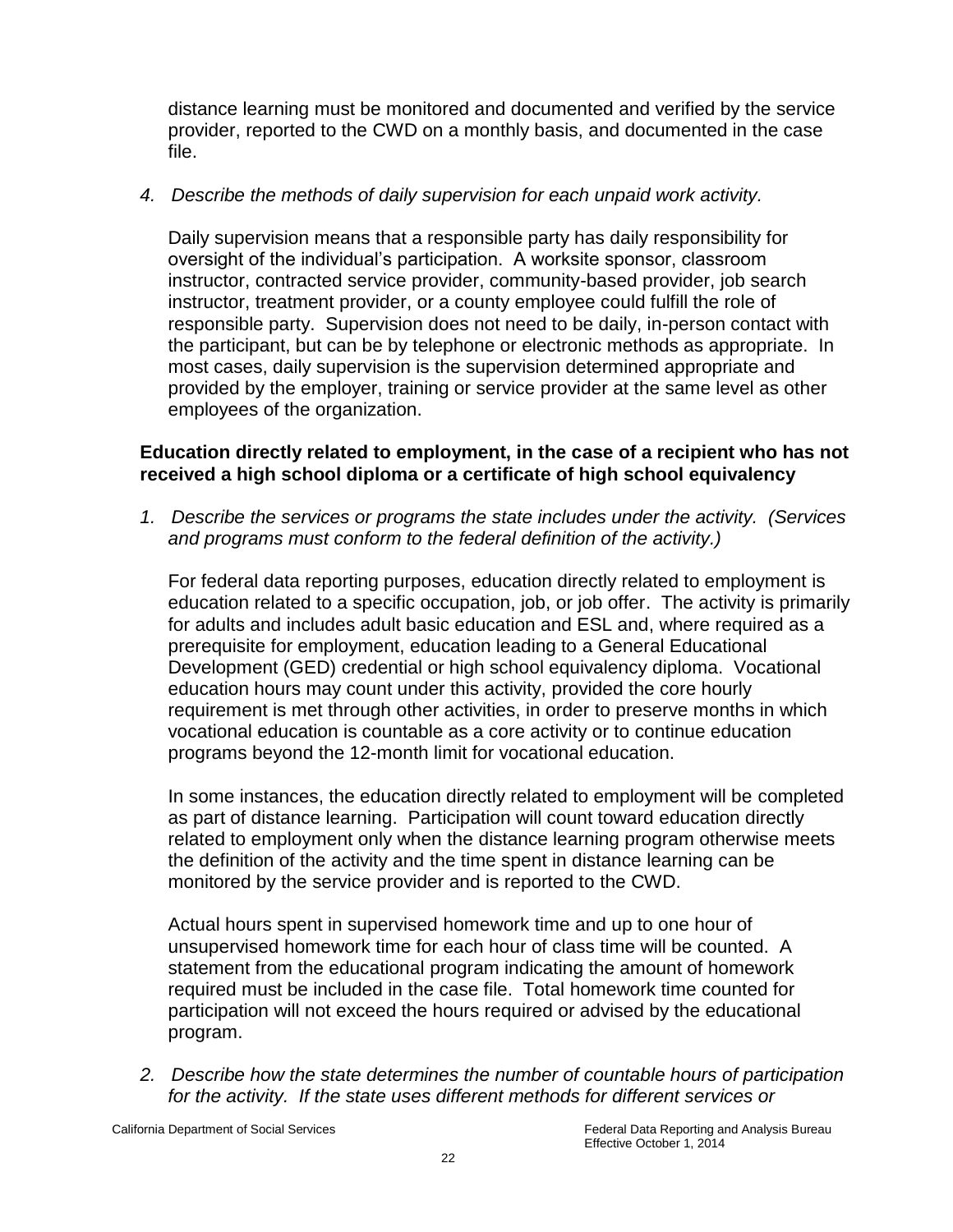distance learning must be monitored and documented and verified by the service provider, reported to the CWD on a monthly basis, and documented in the case file.

4. *Describe the methods of daily supervision for each unpaid work activity.*

   Daily supervision means that a responsible party has daily responsibility for oversight of the individual's participation. A worksite sponsor, classroom instructor, contracted service provider, community-based provider, job search instructor, treatment provider, or a county employee could fulfill the role of responsible party. Supervision does not need to be daily, in-person contact with the participant, but can be by telephone or electronic methods as appropriate. In most cases, daily supervision is the supervision determined appropriate and provided by the employer, training or service provider at the same level as other employees of the organization.

**Education directly related to employment, in the case of a recipient who has not received a high school diploma or a certificate of high school equivalency**

1. *Describe the services or programs the state includes under the activity. (Services and programs must conform to the federal definition of the activity.)*

   For federal data reporting purposes, education directly related to employment is education related to a specific occupation, job, or job offer. The activity is primarily for adults and includes adult basic education and ESL and, where required as a prerequisite for employment, education leading to a General Educational Development (GED) credential or high school equivalency diploma. Vocational education hours may count under this activity, provided the core hourly requirement is met through other activities, in order to preserve months in which vocational education is countable as a core activity or to continue education programs beyond the 12-month limit for vocational education.

   In some instances, the education directly related to employment will be completed as part of distance learning. Participation will count toward education directly related to employment only when the distance learning program otherwise meets the definition of the activity and the time spent in distance learning can be monitored by the service provider and is reported to the CWD.

   Actual hours spent in supervised homework time and up to one hour of unsupervised homework time for each hour of class time will be counted. A statement from the educational program indicating the amount of homework required must be included in the case file. Total homework time counted for participation will not exceed the hours required or advised by the educational program.

2. *Describe how the state determines the number of countable hours of participation for the activity. If the state uses different methods for different services or*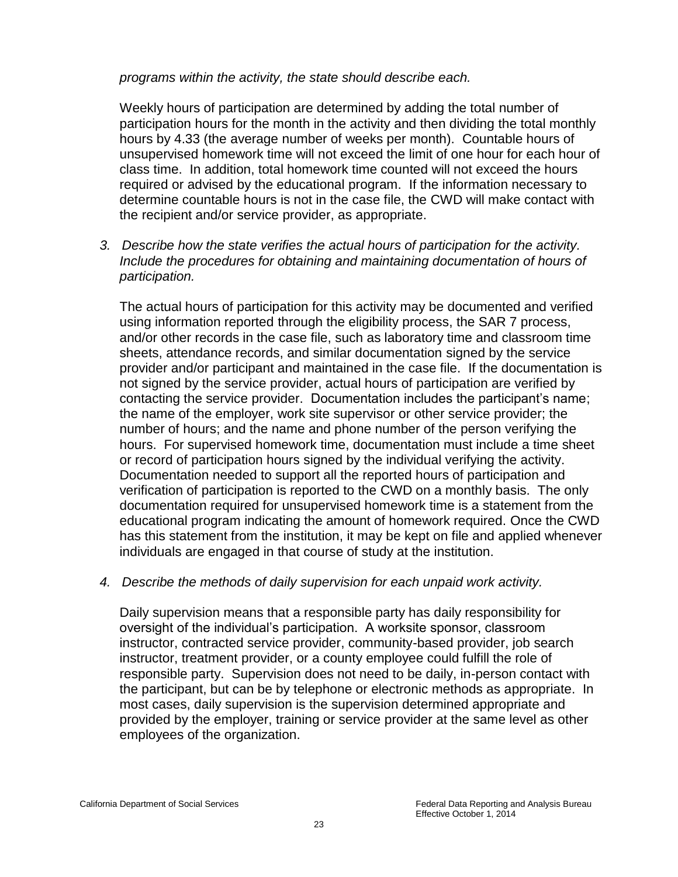*programs within the activity, the state should describe each.*

Weekly hours of participation are determined by adding the total number of participation hours for the month in the activity and then dividing the total monthly hours by 4.33 (the average number of weeks per month). Countable hours of unsupervised homework time will not exceed the limit of one hour for each hour of class time. In addition, total homework time counted will not exceed the hours required or advised by the educational program. If the information necessary to determine countable hours is not in the case file, the CWD will make contact with the recipient and/or service provider, as appropriate.

3. *Describe how the state verifies the actual hours of participation for the activity. Include the procedures for obtaining and maintaining documentation of hours of participation.*

The actual hours of participation for this activity may be documented and verified using information reported through the eligibility process, the SAR 7 process, and/or other records in the case file, such as laboratory time and classroom time sheets, attendance records, and similar documentation signed by the service provider and/or participant and maintained in the case file. If the documentation is not signed by the service provider, actual hours of participation are verified by contacting the service provider. Documentation includes the participant's name; the name of the employer, work site supervisor or other service provider; the number of hours; and the name and phone number of the person verifying the hours. For supervised homework time, documentation must include a time sheet or record of participation hours signed by the individual verifying the activity. Documentation needed to support all the reported hours of participation and verification of participation is reported to the CWD on a monthly basis. The only documentation required for unsupervised homework time is a statement from the educational program indicating the amount of homework required. Once the CWD has this statement from the institution, it may be kept on file and applied whenever individuals are engaged in that course of study at the institution.

4. *Describe the methods of daily supervision for each unpaid work activity.*

Daily supervision means that a responsible party has daily responsibility for oversight of the individual's participation. A worksite sponsor, classroom instructor, contracted service provider, community-based provider, job search instructor, treatment provider, or a county employee could fulfill the role of responsible party. Supervision does not need to be daily, in-person contact with the participant, but can be by telephone or electronic methods as appropriate. In most cases, daily supervision is the supervision determined appropriate and provided by the employer, training or service provider at the same level as other employees of the organization.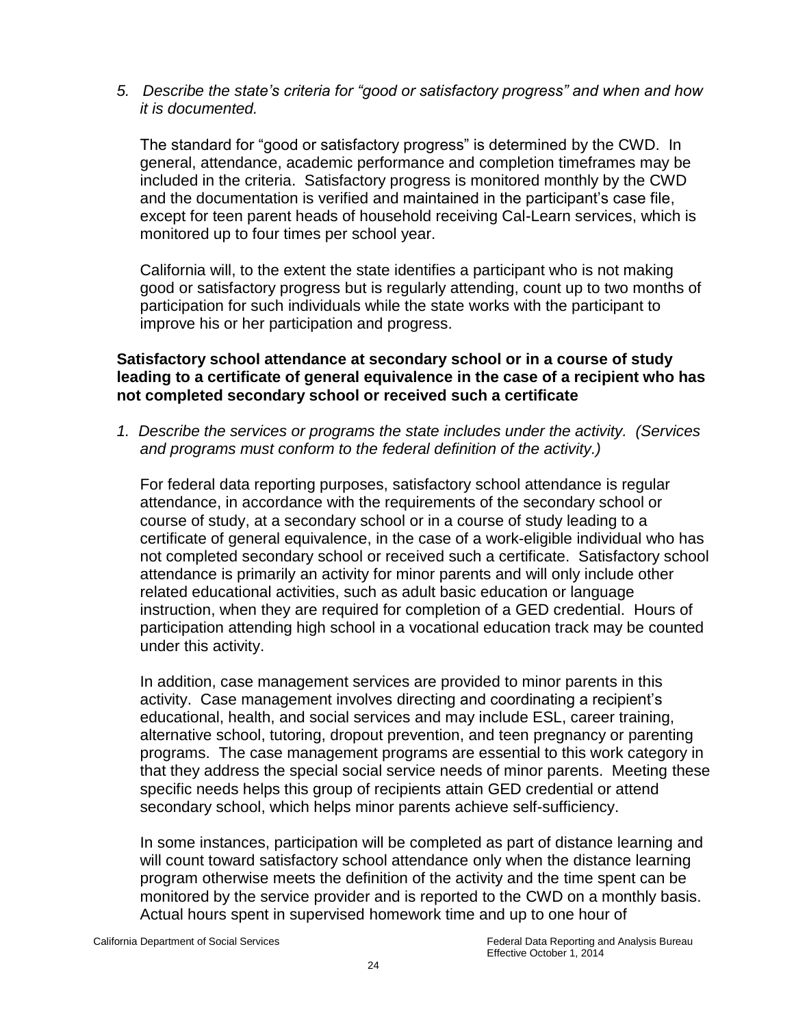*5. Describe the state's criteria for "good or satisfactory progress" and when and how it is documented.*

The standard for "good or satisfactory progress" is determined by the CWD. In general, attendance, academic performance and completion timeframes may be included in the criteria. Satisfactory progress is monitored monthly by the CWD and the documentation is verified and maintained in the participant's case file, except for teen parent heads of household receiving Cal-Learn services, which is monitored up to four times per school year.

California will, to the extent the state identifies a participant who is not making good or satisfactory progress but is regularly attending, count up to two months of participation for such individuals while the state works with the participant to improve his or her participation and progress.

**Satisfactory school attendance at secondary school or in a course of study leading to a certificate of general equivalence in the case of a recipient who has not completed secondary school or received such a certificate**

*1. Describe the services or programs the state includes under the activity. (Services and programs must conform to the federal definition of the activity.)*

For federal data reporting purposes, satisfactory school attendance is regular attendance, in accordance with the requirements of the secondary school or course of study, at a secondary school or in a course of study leading to a certificate of general equivalence, in the case of a work-eligible individual who has not completed secondary school or received such a certificate. Satisfactory school attendance is primarily an activity for minor parents and will only include other related educational activities, such as adult basic education or language instruction, when they are required for completion of a GED credential. Hours of participation attending high school in a vocational education track may be counted under this activity.

In addition, case management services are provided to minor parents in this activity. Case management involves directing and coordinating a recipient's educational, health, and social services and may include ESL, career training, alternative school, tutoring, dropout prevention, and teen pregnancy or parenting programs. The case management programs are essential to this work category in that they address the special social service needs of minor parents. Meeting these specific needs helps this group of recipients attain GED credential or attend secondary school, which helps minor parents achieve self-sufficiency.

In some instances, participation will be completed as part of distance learning and will count toward satisfactory school attendance only when the distance learning program otherwise meets the definition of the activity and the time spent can be monitored by the service provider and is reported to the CWD on a monthly basis. Actual hours spent in supervised homework time and up to one hour of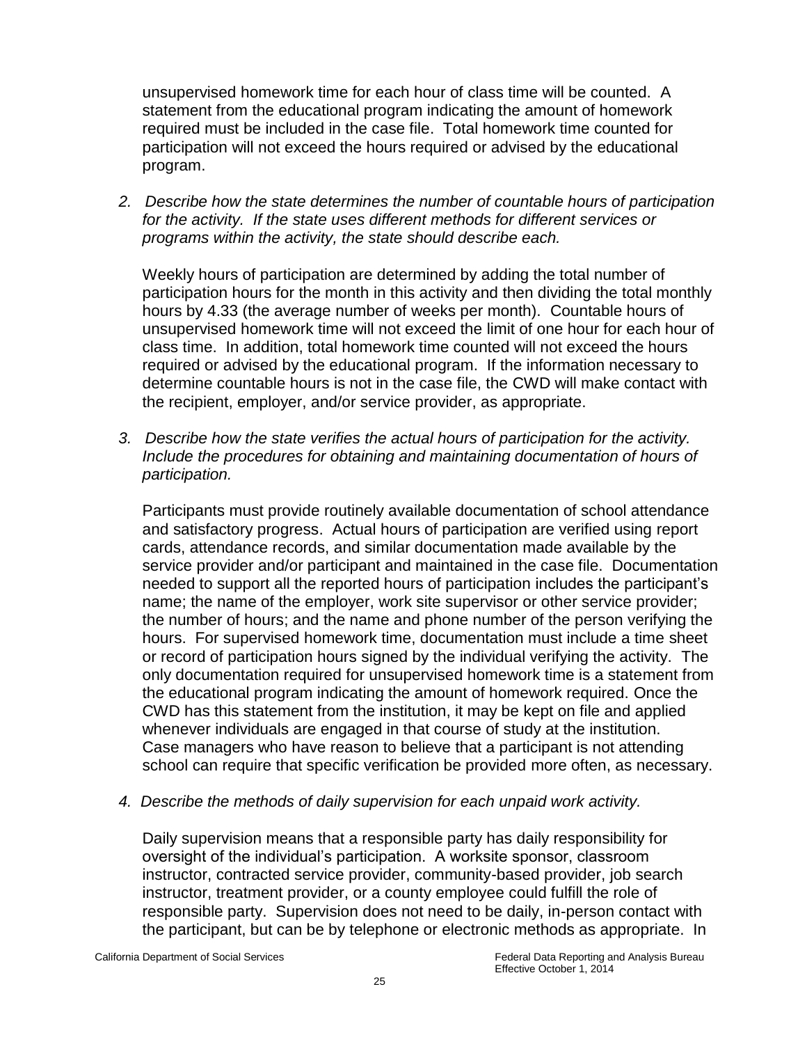unsupervised homework time for each hour of class time will be counted. A statement from the educational program indicating the amount of homework required must be included in the case file. Total homework time counted for participation will not exceed the hours required or advised by the educational program.

2. *Describe how the state determines the number of countable hours of participation for the activity. If the state uses different methods for different services or programs within the activity, the state should describe each.*

   Weekly hours of participation are determined by adding the total number of participation hours for the month in this activity and then dividing the total monthly hours by 4.33 (the average number of weeks per month). Countable hours of unsupervised homework time will not exceed the limit of one hour for each hour of class time. In addition, total homework time counted will not exceed the hours required or advised by the educational program. If the information necessary to determine countable hours is not in the case file, the CWD will make contact with the recipient, employer, and/or service provider, as appropriate.

3. *Describe how the state verifies the actual hours of participation for the activity. Include the procedures for obtaining and maintaining documentation of hours of participation.*

   Participants must provide routinely available documentation of school attendance and satisfactory progress. Actual hours of participation are verified using report cards, attendance records, and similar documentation made available by the service provider and/or participant and maintained in the case file. Documentation needed to support all the reported hours of participation includes the participant's name; the name of the employer, work site supervisor or other service provider; the number of hours; and the name and phone number of the person verifying the hours. For supervised homework time, documentation must include a time sheet or record of participation hours signed by the individual verifying the activity. The only documentation required for unsupervised homework time is a statement from the educational program indicating the amount of homework required. Once the CWD has this statement from the institution, it may be kept on file and applied whenever individuals are engaged in that course of study at the institution. Case managers who have reason to believe that a participant is not attending school can require that specific verification be provided more often, as necessary.

4. *Describe the methods of daily supervision for each unpaid work activity.*

   Daily supervision means that a responsible party has daily responsibility for oversight of the individual's participation. A worksite sponsor, classroom instructor, contracted service provider, community-based provider, job search instructor, treatment provider, or a county employee could fulfill the role of responsible party. Supervision does not need to be daily, in-person contact with the participant, but can be by telephone or electronic methods as appropriate. In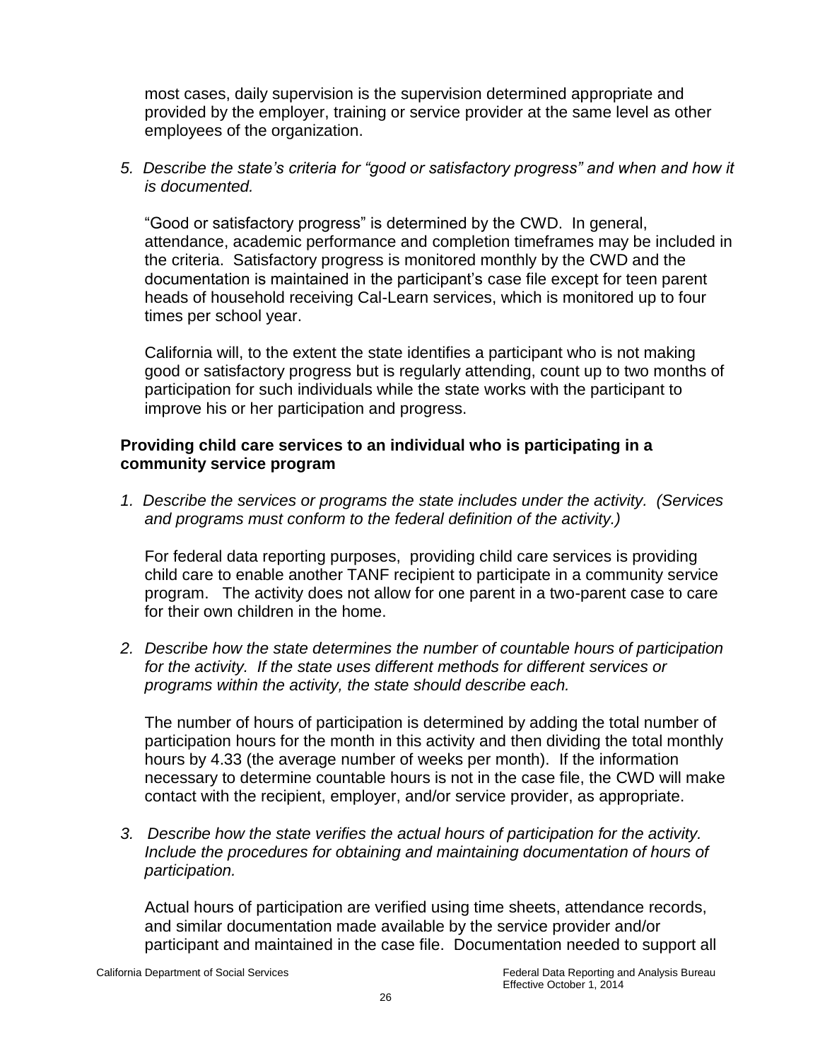most cases, daily supervision is the supervision determined appropriate and provided by the employer, training or service provider at the same level as other employees of the organization.

*5. Describe the state's criteria for "good or satisfactory progress" and when and how it is documented.*

"Good or satisfactory progress" is determined by the CWD. In general, attendance, academic performance and completion timeframes may be included in the criteria. Satisfactory progress is monitored monthly by the CWD and the documentation is maintained in the participant's case file except for teen parent heads of household receiving Cal-Learn services, which is monitored up to four times per school year.

California will, to the extent the state identifies a participant who is not making good or satisfactory progress but is regularly attending, count up to two months of participation for such individuals while the state works with the participant to improve his or her participation and progress.

**Providing child care services to an individual who is participating in a community service program**

*1. Describe the services or programs the state includes under the activity. (Services and programs must conform to the federal definition of the activity.)*

For federal data reporting purposes, providing child care services is providing child care to enable another TANF recipient to participate in a community service program. The activity does not allow for one parent in a two-parent case to care for their own children in the home.

*2. Describe how the state determines the number of countable hours of participation for the activity. If the state uses different methods for different services or programs within the activity, the state should describe each.*

The number of hours of participation is determined by adding the total number of participation hours for the month in this activity and then dividing the total monthly hours by 4.33 (the average number of weeks per month). If the information necessary to determine countable hours is not in the case file, the CWD will make contact with the recipient, employer, and/or service provider, as appropriate.

*3. Describe how the state verifies the actual hours of participation for the activity. Include the procedures for obtaining and maintaining documentation of hours of participation.*

Actual hours of participation are verified using time sheets, attendance records, and similar documentation made available by the service provider and/or participant and maintained in the case file. Documentation needed to support all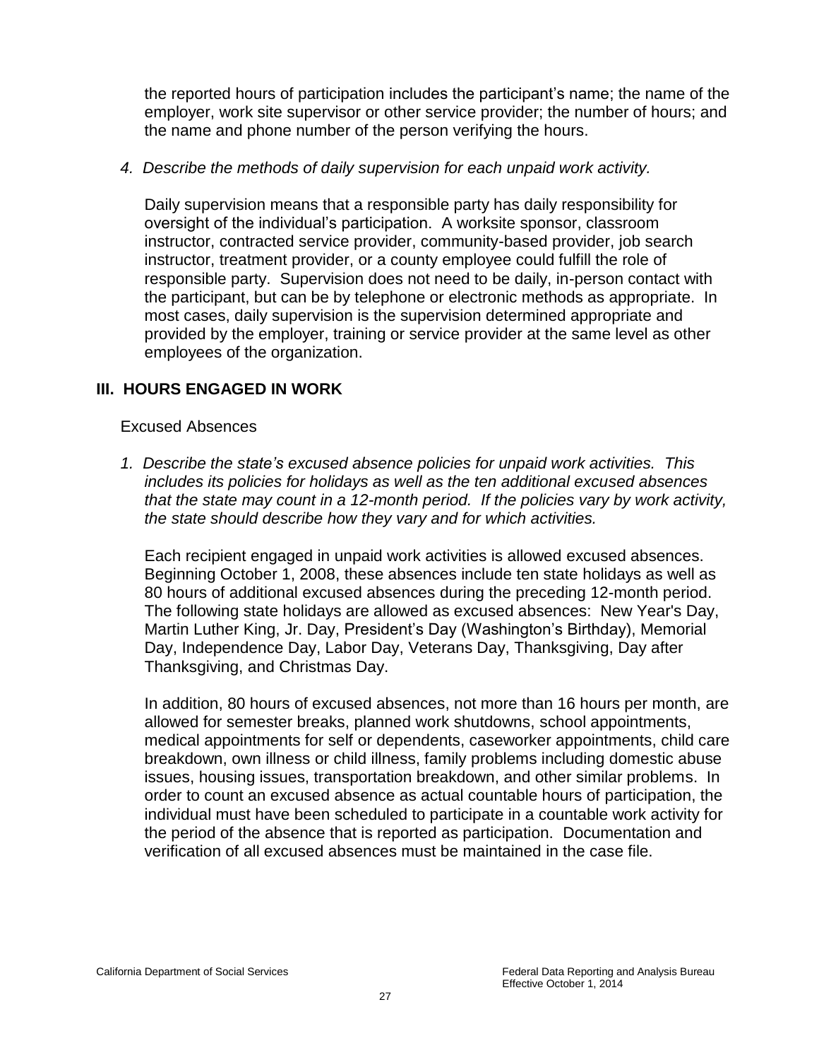the reported hours of participation includes the participant's name; the name of the employer, work site supervisor or other service provider; the number of hours; and the name and phone number of the person verifying the hours.

*4. Describe the methods of daily supervision for each unpaid work activity.*

Daily supervision means that a responsible party has daily responsibility for oversight of the individual's participation. A worksite sponsor, classroom instructor, contracted service provider, community-based provider, job search instructor, treatment provider, or a county employee could fulfill the role of responsible party. Supervision does not need to be daily, in-person contact with the participant, but can be by telephone or electronic methods as appropriate. In most cases, daily supervision is the supervision determined appropriate and provided by the employer, training or service provider at the same level as other employees of the organization.

## III. HOURS ENGAGED IN WORK

Excused Absences

*1. Describe the state's excused absence policies for unpaid work activities. This includes its policies for holidays as well as the ten additional excused absences that the state may count in a 12-month period. If the policies vary by work activity, the state should describe how they vary and for which activities.*

Each recipient engaged in unpaid work activities is allowed excused absences. Beginning October 1, 2008, these absences include ten state holidays as well as 80 hours of additional excused absences during the preceding 12-month period. The following state holidays are allowed as excused absences: New Year's Day, Martin Luther King, Jr. Day, President's Day (Washington's Birthday), Memorial Day, Independence Day, Labor Day, Veterans Day, Thanksgiving, Day after Thanksgiving, and Christmas Day.

In addition, 80 hours of excused absences, not more than 16 hours per month, are allowed for semester breaks, planned work shutdowns, school appointments, medical appointments for self or dependents, caseworker appointments, child care breakdown, own illness or child illness, family problems including domestic abuse issues, housing issues, transportation breakdown, and other similar problems. In order to count an excused absence as actual countable hours of participation, the individual must have been scheduled to participate in a countable work activity for the period of the absence that is reported as participation. Documentation and verification of all excused absences must be maintained in the case file.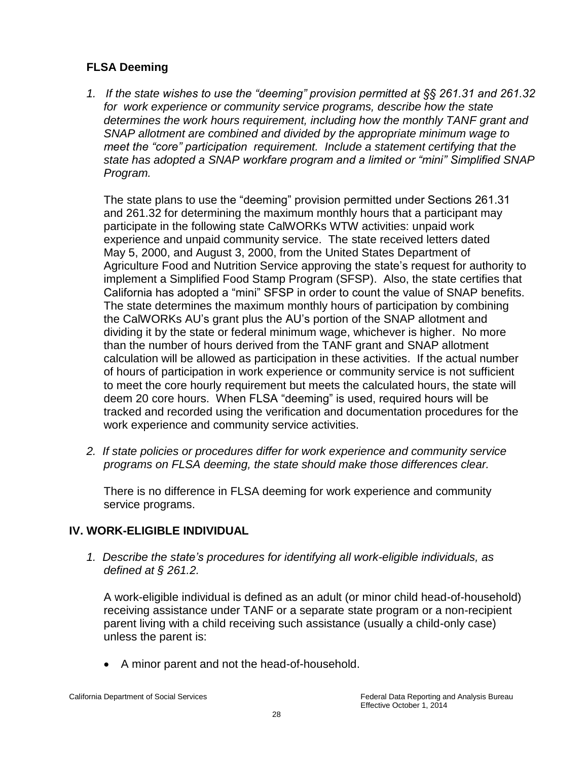### FLSA Deeming

1. *If the state wishes to use the "deeming" provision permitted at §§ 261.31 and 261.32 for work experience or community service programs, describe how the state determines the work hours requirement, including how the monthly TANF grant and SNAP allotment are combined and divided by the appropriate minimum wage to meet the "core" participation requirement. Include a statement certifying that the state has adopted a SNAP workfare program and a limited or "mini" Simplified SNAP Program.*

   The state plans to use the "deeming" provision permitted under Sections 261.31 and 261.32 for determining the maximum monthly hours that a participant may participate in the following state CalWORKs WTW activities: unpaid work experience and unpaid community service. The state received letters dated May 5, 2000, and August 3, 2000, from the United States Department of Agriculture Food and Nutrition Service approving the state's request for authority to implement a Simplified Food Stamp Program (SFSP). Also, the state certifies that California has adopted a "mini" SFSP in order to count the value of SNAP benefits. The state determines the maximum monthly hours of participation by combining the CalWORKs AU's grant plus the AU's portion of the SNAP allotment and dividing it by the state or federal minimum wage, whichever is higher. No more than the number of hours derived from the TANF grant and SNAP allotment calculation will be allowed as participation in these activities. If the actual number of hours of participation in work experience or community service is not sufficient to meet the core hourly requirement but meets the calculated hours, the state will deem 20 core hours. When FLSA "deeming" is used, required hours will be tracked and recorded using the verification and documentation procedures for the work experience and community service activities.

2. *If state policies or procedures differ for work experience and community service programs on FLSA deeming, the state should make those differences clear.*

   There is no difference in FLSA deeming for work experience and community service programs.

## IV. WORK-ELIGIBLE INDIVIDUAL

1. *Describe the state's procedures for identifying all work-eligible individuals, as defined at § 261.2.*

   A work-eligible individual is defined as an adult (or minor child head-of-household) receiving assistance under TANF or a separate state program or a non-recipient parent living with a child receiving such assistance (usually a child-only case) unless the parent is:

   - A minor parent and not the head-of-household.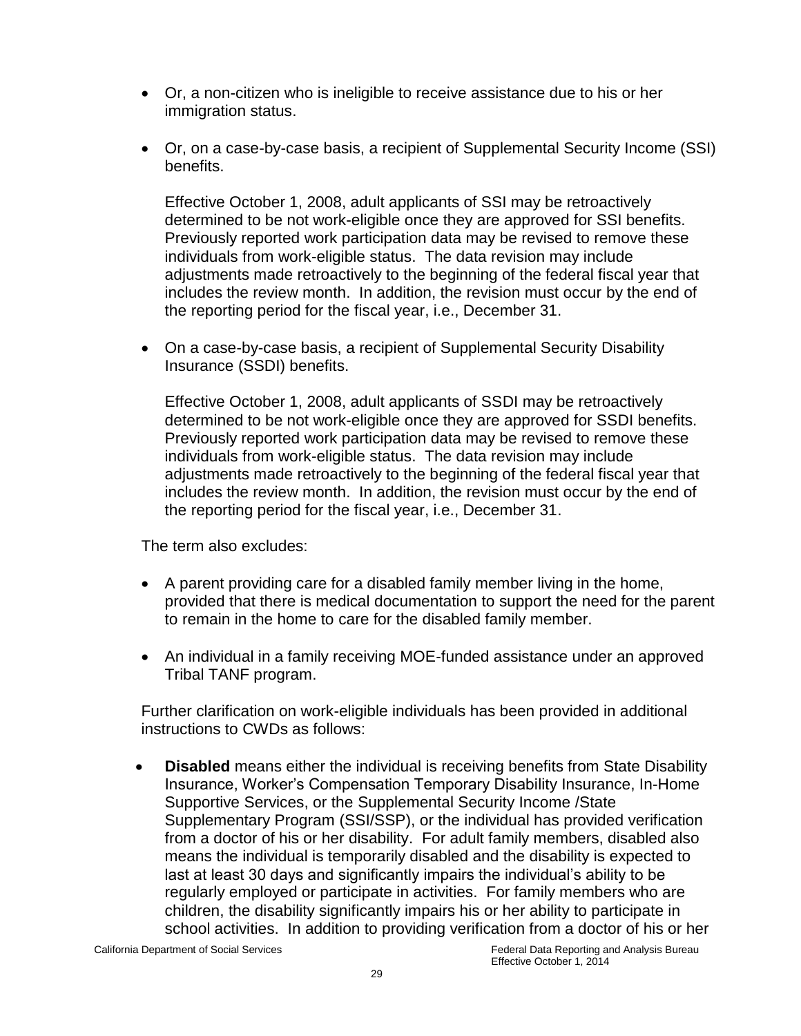- Or, a non-citizen who is ineligible to receive assistance due to his or her immigration status.

- Or, on a case-by-case basis, a recipient of Supplemental Security Income (SSI) benefits.

  Effective October 1, 2008, adult applicants of SSI may be retroactively determined to be not work-eligible once they are approved for SSI benefits. Previously reported work participation data may be revised to remove these individuals from work-eligible status. The data revision may include adjustments made retroactively to the beginning of the federal fiscal year that includes the review month. In addition, the revision must occur by the end of the reporting period for the fiscal year, i.e., December 31.

- On a case-by-case basis, a recipient of Supplemental Security Disability Insurance (SSDI) benefits.

  Effective October 1, 2008, adult applicants of SSDI may be retroactively determined to be not work-eligible once they are approved for SSDI benefits. Previously reported work participation data may be revised to remove these individuals from work-eligible status. The data revision may include adjustments made retroactively to the beginning of the federal fiscal year that includes the review month. In addition, the revision must occur by the end of the reporting period for the fiscal year, i.e., December 31.

The term also excludes:

- A parent providing care for a disabled family member living in the home, provided that there is medical documentation to support the need for the parent to remain in the home to care for the disabled family member.

- An individual in a family receiving MOE-funded assistance under an approved Tribal TANF program.

Further clarification on work-eligible individuals has been provided in additional instructions to CWDs as follows:

- **Disabled** means either the individual is receiving benefits from State Disability Insurance, Worker's Compensation Temporary Disability Insurance, In-Home Supportive Services, or the Supplemental Security Income /State Supplementary Program (SSI/SSP), or the individual has provided verification from a doctor of his or her disability. For adult family members, disabled also means the individual is temporarily disabled and the disability is expected to last at least 30 days and significantly impairs the individual's ability to be regularly employed or participate in activities. For family members who are children, the disability significantly impairs his or her ability to participate in school activities. In addition to providing verification from a doctor of his or her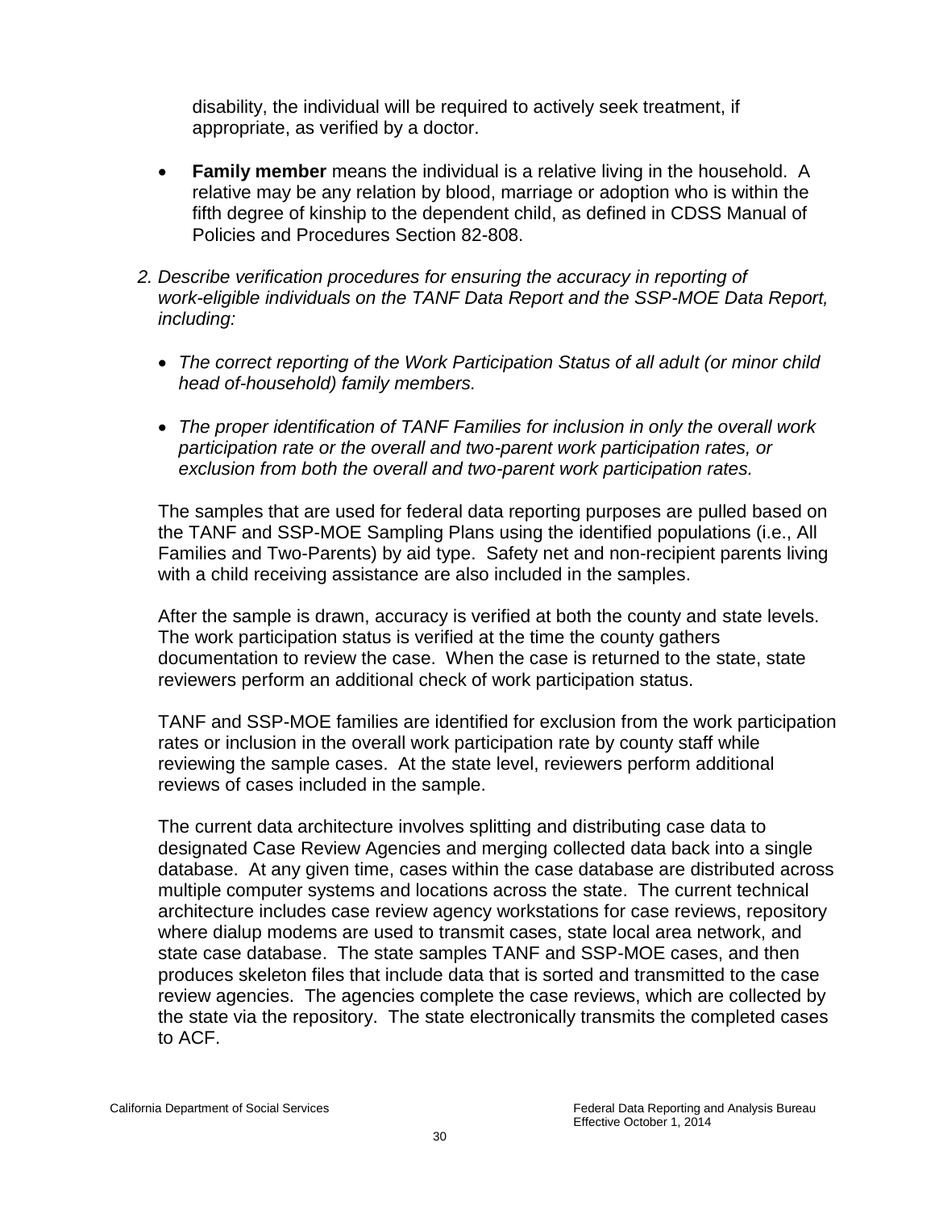disability, the individual will be required to actively seek treatment, if appropriate, as verified by a doctor.

- **Family member** means the individual is a relative living in the household. A relative may be any relation by blood, marriage or adoption who is within the fifth degree of kinship to the dependent child, as defined in CDSS Manual of Policies and Procedures Section 82-808.

*2. Describe verification procedures for ensuring the accuracy in reporting of work-eligible individuals on the TANF Data Report and the SSP-MOE Data Report, including:*

- *The correct reporting of the Work Participation Status of all adult (or minor child head of-household) family members.*
- *The proper identification of TANF Families for inclusion in only the overall work participation rate or the overall and two-parent work participation rates, or exclusion from both the overall and two-parent work participation rates.*

The samples that are used for federal data reporting purposes are pulled based on the TANF and SSP-MOE Sampling Plans using the identified populations (i.e., All Families and Two-Parents) by aid type. Safety net and non-recipient parents living with a child receiving assistance are also included in the samples.

After the sample is drawn, accuracy is verified at both the county and state levels. The work participation status is verified at the time the county gathers documentation to review the case. When the case is returned to the state, state reviewers perform an additional check of work participation status.

TANF and SSP-MOE families are identified for exclusion from the work participation rates or inclusion in the overall work participation rate by county staff while reviewing the sample cases. At the state level, reviewers perform additional reviews of cases included in the sample.

The current data architecture involves splitting and distributing case data to designated Case Review Agencies and merging collected data back into a single database. At any given time, cases within the case database are distributed across multiple computer systems and locations across the state. The current technical architecture includes case review agency workstations for case reviews, repository where dialup modems are used to transmit cases, state local area network, and state case database. The state samples TANF and SSP-MOE cases, and then produces skeleton files that include data that is sorted and transmitted to the case review agencies. The agencies complete the case reviews, which are collected by the state via the repository. The state electronically transmits the completed cases to ACF.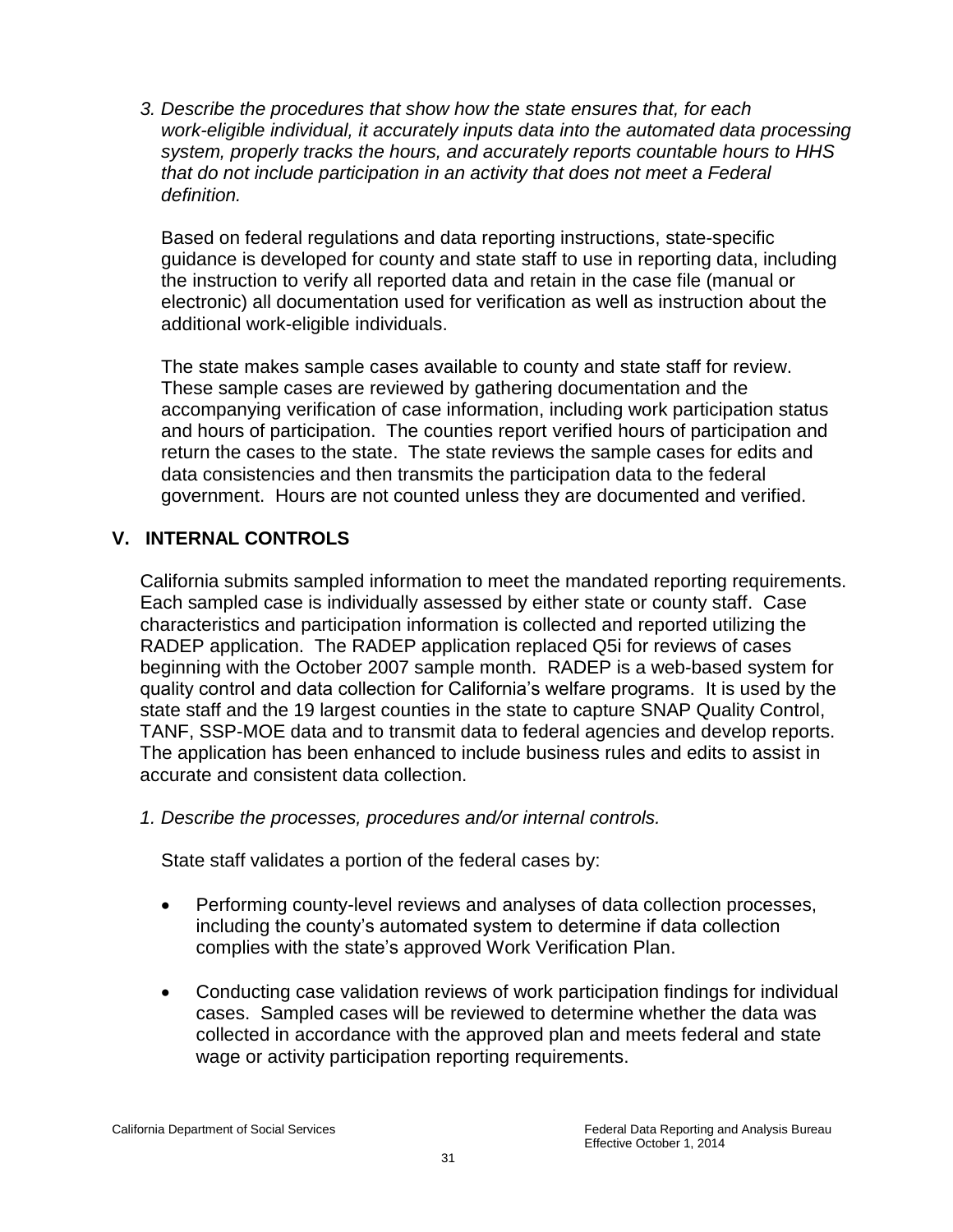*3. Describe the procedures that show how the state ensures that, for each work-eligible individual, it accurately inputs data into the automated data processing system, properly tracks the hours, and accurately reports countable hours to HHS that do not include participation in an activity that does not meet a Federal definition.*

Based on federal regulations and data reporting instructions, state-specific guidance is developed for county and state staff to use in reporting data, including the instruction to verify all reported data and retain in the case file (manual or electronic) all documentation used for verification as well as instruction about the additional work-eligible individuals.

The state makes sample cases available to county and state staff for review. These sample cases are reviewed by gathering documentation and the accompanying verification of case information, including work participation status and hours of participation. The counties report verified hours of participation and return the cases to the state. The state reviews the sample cases for edits and data consistencies and then transmits the participation data to the federal government. Hours are not counted unless they are documented and verified.

## V. INTERNAL CONTROLS

California submits sampled information to meet the mandated reporting requirements. Each sampled case is individually assessed by either state or county staff. Case characteristics and participation information is collected and reported utilizing the RADEP application. The RADEP application replaced Q5i for reviews of cases beginning with the October 2007 sample month. RADEP is a web-based system for quality control and data collection for California's welfare programs. It is used by the state staff and the 19 largest counties in the state to capture SNAP Quality Control, TANF, SSP-MOE data and to transmit data to federal agencies and develop reports. The application has been enhanced to include business rules and edits to assist in accurate and consistent data collection.

*1. Describe the processes, procedures and/or internal controls.*

State staff validates a portion of the federal cases by:

- Performing county-level reviews and analyses of data collection processes, including the county's automated system to determine if data collection complies with the state's approved Work Verification Plan.

- Conducting case validation reviews of work participation findings for individual cases. Sampled cases will be reviewed to determine whether the data was collected in accordance with the approved plan and meets federal and state wage or activity participation reporting requirements.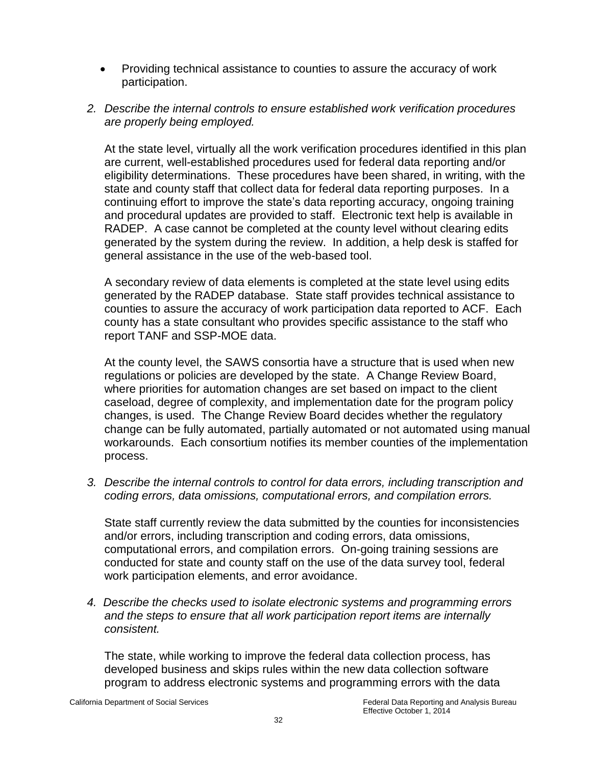- Providing technical assistance to counties to assure the accuracy of work participation.

2. *Describe the internal controls to ensure established work verification procedures are properly being employed.*

   At the state level, virtually all the work verification procedures identified in this plan are current, well-established procedures used for federal data reporting and/or eligibility determinations. These procedures have been shared, in writing, with the state and county staff that collect data for federal data reporting purposes. In a continuing effort to improve the state's data reporting accuracy, ongoing training and procedural updates are provided to staff. Electronic text help is available in RADEP. A case cannot be completed at the county level without clearing edits generated by the system during the review. In addition, a help desk is staffed for general assistance in the use of the web-based tool.

   A secondary review of data elements is completed at the state level using edits generated by the RADEP database. State staff provides technical assistance to counties to assure the accuracy of work participation data reported to ACF. Each county has a state consultant who provides specific assistance to the staff who report TANF and SSP-MOE data.

   At the county level, the SAWS consortia have a structure that is used when new regulations or policies are developed by the state. A Change Review Board, where priorities for automation changes are set based on impact to the client caseload, degree of complexity, and implementation date for the program policy changes, is used. The Change Review Board decides whether the regulatory change can be fully automated, partially automated or not automated using manual workarounds. Each consortium notifies its member counties of the implementation process.

3. *Describe the internal controls to control for data errors, including transcription and coding errors, data omissions, computational errors, and compilation errors.*

   State staff currently review the data submitted by the counties for inconsistencies and/or errors, including transcription and coding errors, data omissions, computational errors, and compilation errors. On-going training sessions are conducted for state and county staff on the use of the data survey tool, federal work participation elements, and error avoidance.

4. *Describe the checks used to isolate electronic systems and programming errors and the steps to ensure that all work participation report items are internally consistent.*

   The state, while working to improve the federal data collection process, has developed business and skips rules within the new data collection software program to address electronic systems and programming errors with the data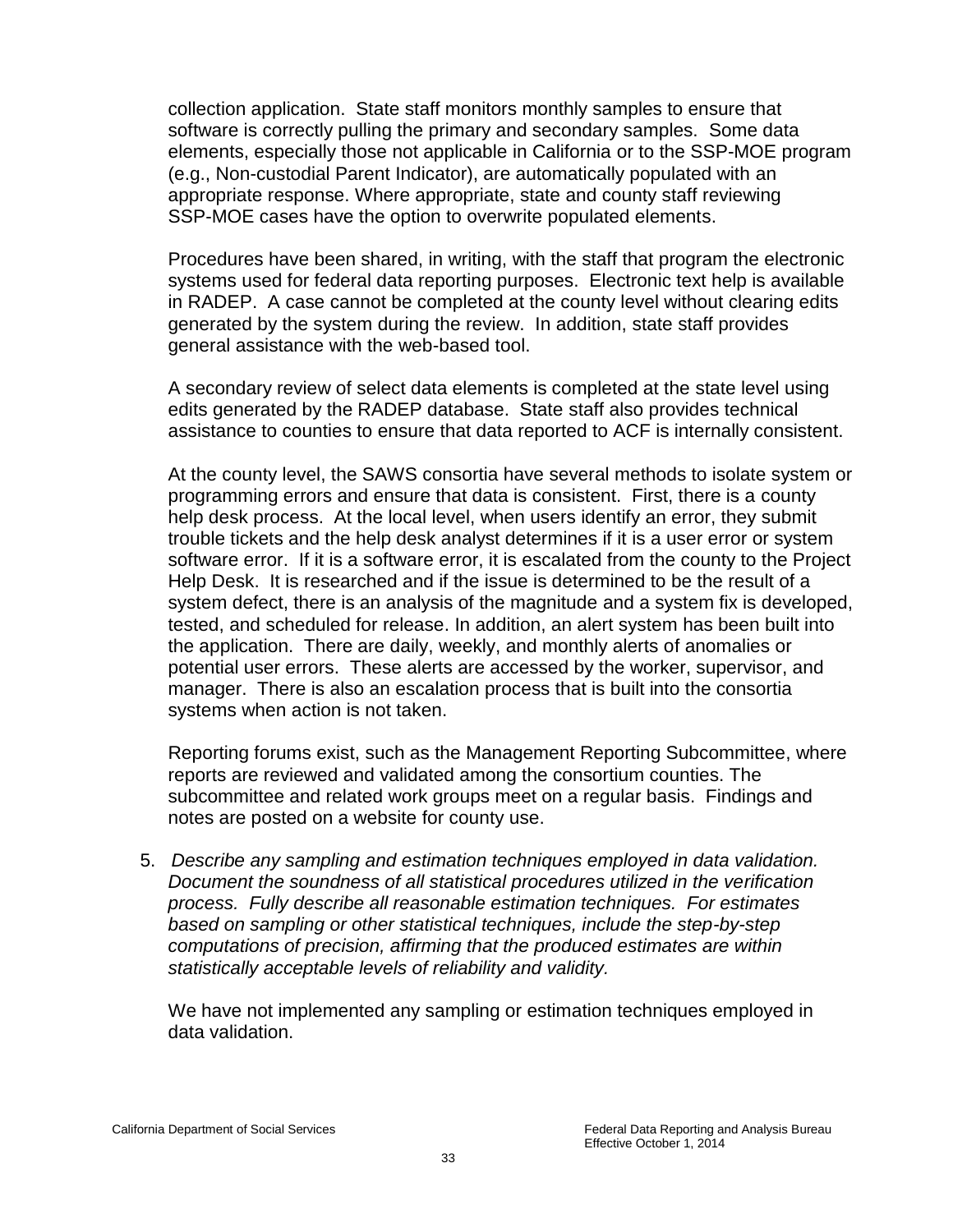collection application. State staff monitors monthly samples to ensure that software is correctly pulling the primary and secondary samples. Some data elements, especially those not applicable in California or to the SSP-MOE program (e.g., Non-custodial Parent Indicator), are automatically populated with an appropriate response. Where appropriate, state and county staff reviewing SSP-MOE cases have the option to overwrite populated elements.

Procedures have been shared, in writing, with the staff that program the electronic systems used for federal data reporting purposes. Electronic text help is available in RADEP. A case cannot be completed at the county level without clearing edits generated by the system during the review. In addition, state staff provides general assistance with the web-based tool.

A secondary review of select data elements is completed at the state level using edits generated by the RADEP database. State staff also provides technical assistance to counties to ensure that data reported to ACF is internally consistent.

At the county level, the SAWS consortia have several methods to isolate system or programming errors and ensure that data is consistent. First, there is a county help desk process. At the local level, when users identify an error, they submit trouble tickets and the help desk analyst determines if it is a user error or system software error. If it is a software error, it is escalated from the county to the Project Help Desk. It is researched and if the issue is determined to be the result of a system defect, there is an analysis of the magnitude and a system fix is developed, tested, and scheduled for release. In addition, an alert system has been built into the application. There are daily, weekly, and monthly alerts of anomalies or potential user errors. These alerts are accessed by the worker, supervisor, and manager. There is also an escalation process that is built into the consortia systems when action is not taken.

Reporting forums exist, such as the Management Reporting Subcommittee, where reports are reviewed and validated among the consortium counties. The subcommittee and related work groups meet on a regular basis. Findings and notes are posted on a website for county use.

5. *Describe any sampling and estimation techniques employed in data validation. Document the soundness of all statistical procedures utilized in the verification process. Fully describe all reasonable estimation techniques. For estimates based on sampling or other statistical techniques, include the step-by-step computations of precision, affirming that the produced estimates are within statistically acceptable levels of reliability and validity.*

   We have not implemented any sampling or estimation techniques employed in data validation.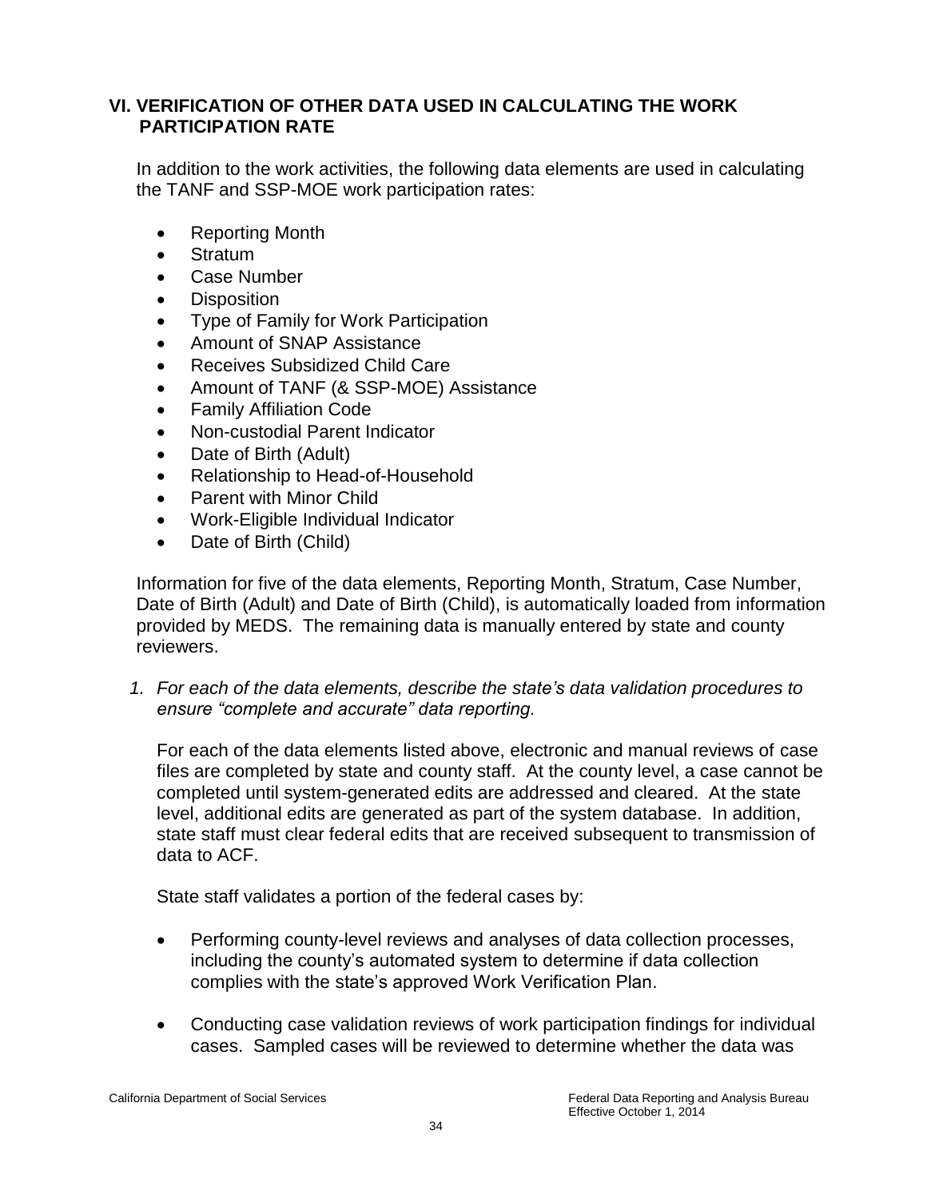## VI. VERIFICATION OF OTHER DATA USED IN CALCULATING THE WORK PARTICIPATION RATE

In addition to the work activities, the following data elements are used in calculating the TANF and SSP-MOE work participation rates:

- Reporting Month
- Stratum
- Case Number
- Disposition
- Type of Family for Work Participation
- Amount of SNAP Assistance
- Receives Subsidized Child Care
- Amount of TANF (& SSP-MOE) Assistance
- Family Affiliation Code
- Non-custodial Parent Indicator
- Date of Birth (Adult)
- Relationship to Head-of-Household
- Parent with Minor Child
- Work-Eligible Individual Indicator
- Date of Birth (Child)

Information for five of the data elements, Reporting Month, Stratum, Case Number, Date of Birth (Adult) and Date of Birth (Child), is automatically loaded from information provided by MEDS. The remaining data is manually entered by state and county reviewers.

1. *For each of the data elements, describe the state's data validation procedures to ensure "complete and accurate" data reporting.*

   For each of the data elements listed above, electronic and manual reviews of case files are completed by state and county staff. At the county level, a case cannot be completed until system-generated edits are addressed and cleared. At the state level, additional edits are generated as part of the system database. In addition, state staff must clear federal edits that are received subsequent to transmission of data to ACF.

   State staff validates a portion of the federal cases by:

   - Performing county-level reviews and analyses of data collection processes, including the county's automated system to determine if data collection complies with the state's approved Work Verification Plan.
   - Conducting case validation reviews of work participation findings for individual cases. Sampled cases will be reviewed to determine whether the data was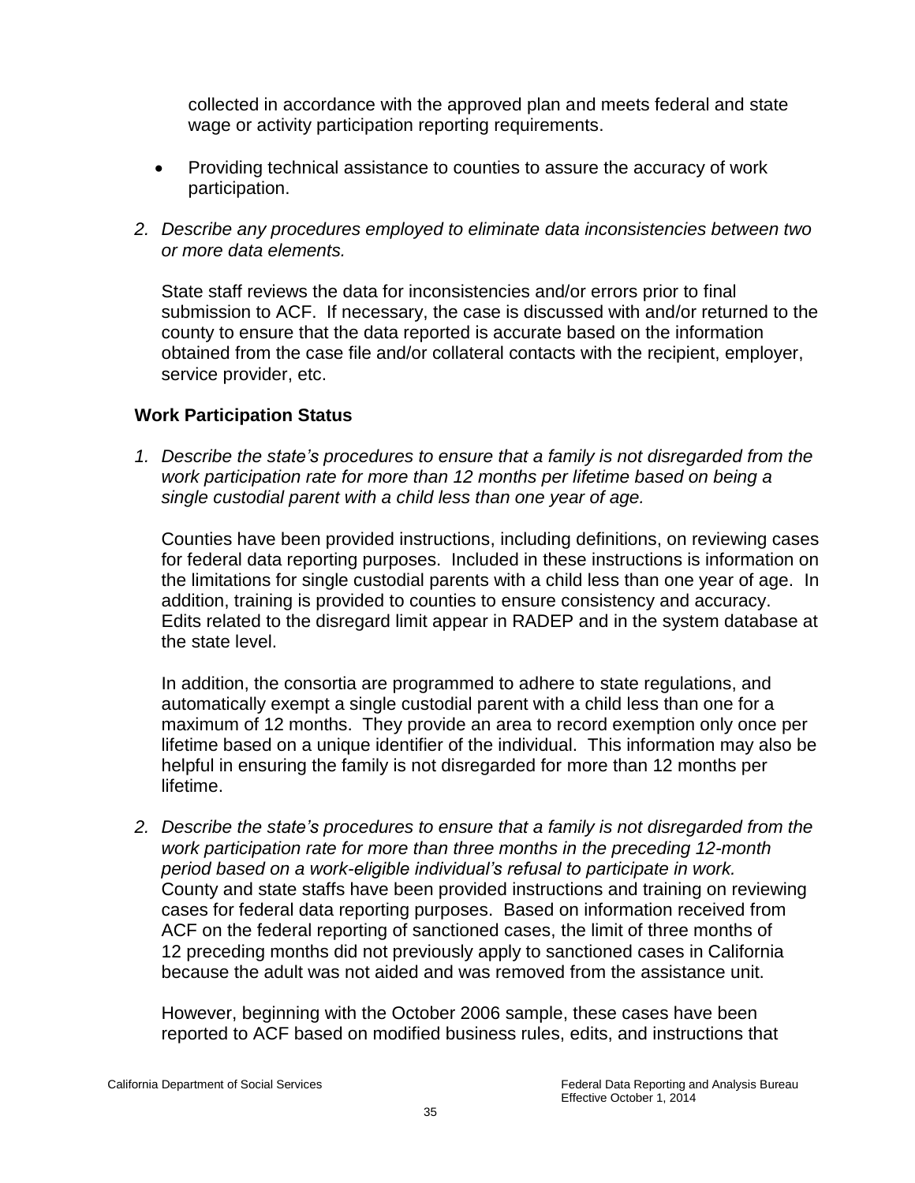collected in accordance with the approved plan and meets federal and state wage or activity participation reporting requirements.

- Providing technical assistance to counties to assure the accuracy of work participation.

*2. Describe any procedures employed to eliminate data inconsistencies between two or more data elements.*

State staff reviews the data for inconsistencies and/or errors prior to final submission to ACF. If necessary, the case is discussed with and/or returned to the county to ensure that the data reported is accurate based on the information obtained from the case file and/or collateral contacts with the recipient, employer, service provider, etc.

**Work Participation Status**

*1. Describe the state's procedures to ensure that a family is not disregarded from the work participation rate for more than 12 months per lifetime based on being a single custodial parent with a child less than one year of age.*

Counties have been provided instructions, including definitions, on reviewing cases for federal data reporting purposes. Included in these instructions is information on the limitations for single custodial parents with a child less than one year of age. In addition, training is provided to counties to ensure consistency and accuracy. Edits related to the disregard limit appear in RADEP and in the system database at the state level.

In addition, the consortia are programmed to adhere to state regulations, and automatically exempt a single custodial parent with a child less than one for a maximum of 12 months. They provide an area to record exemption only once per lifetime based on a unique identifier of the individual. This information may also be helpful in ensuring the family is not disregarded for more than 12 months per lifetime.

*2. Describe the state's procedures to ensure that a family is not disregarded from the work participation rate for more than three months in the preceding 12-month period based on a work-eligible individual's refusal to participate in work.*
County and state staffs have been provided instructions and training on reviewing cases for federal data reporting purposes. Based on information received from ACF on the federal reporting of sanctioned cases, the limit of three months of 12 preceding months did not previously apply to sanctioned cases in California because the adult was not aided and was removed from the assistance unit.

However, beginning with the October 2006 sample, these cases have been reported to ACF based on modified business rules, edits, and instructions that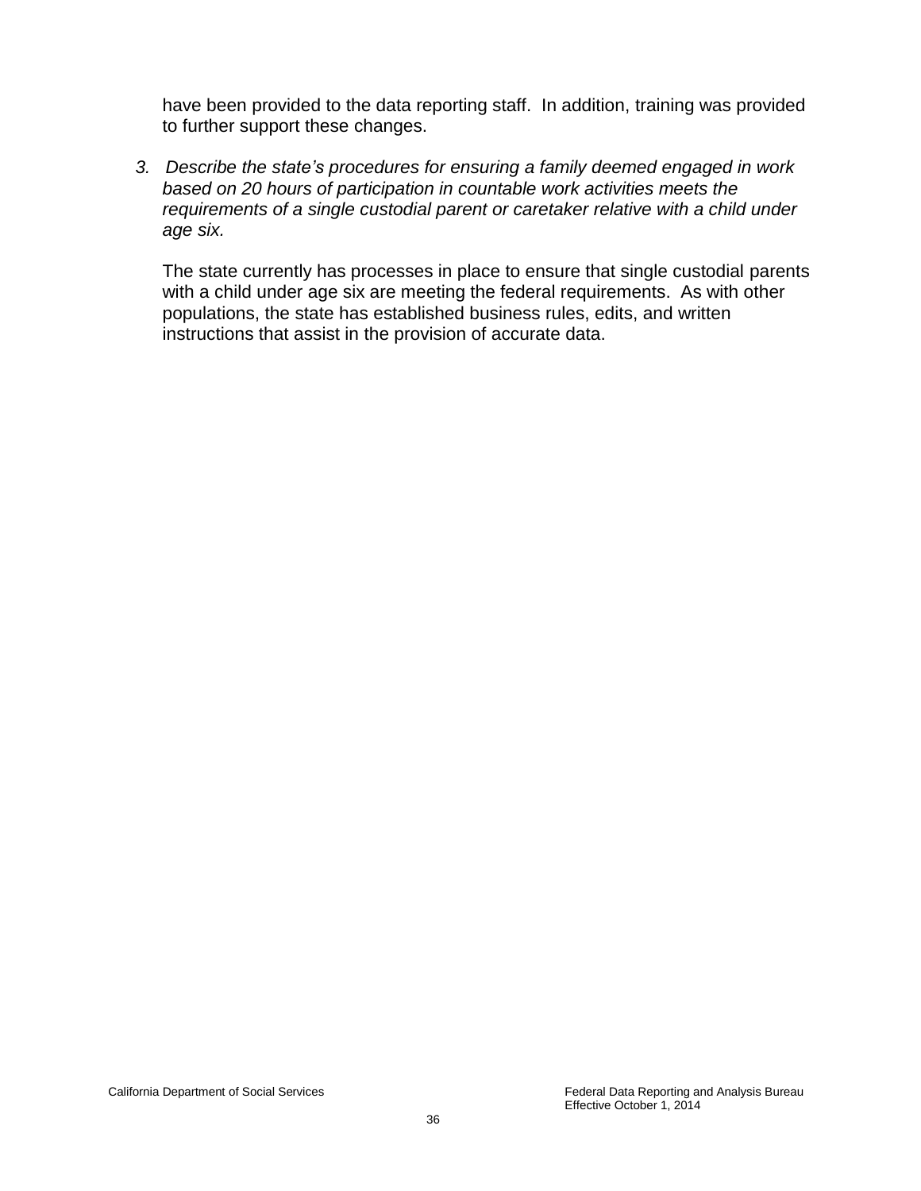have been provided to the data reporting staff. In addition, training was provided to further support these changes.

3. *Describe the state's procedures for ensuring a family deemed engaged in work based on 20 hours of participation in countable work activities meets the requirements of a single custodial parent or caretaker relative with a child under age six.*

   The state currently has processes in place to ensure that single custodial parents with a child under age six are meeting the federal requirements. As with other populations, the state has established business rules, edits, and written instructions that assist in the provision of accurate data.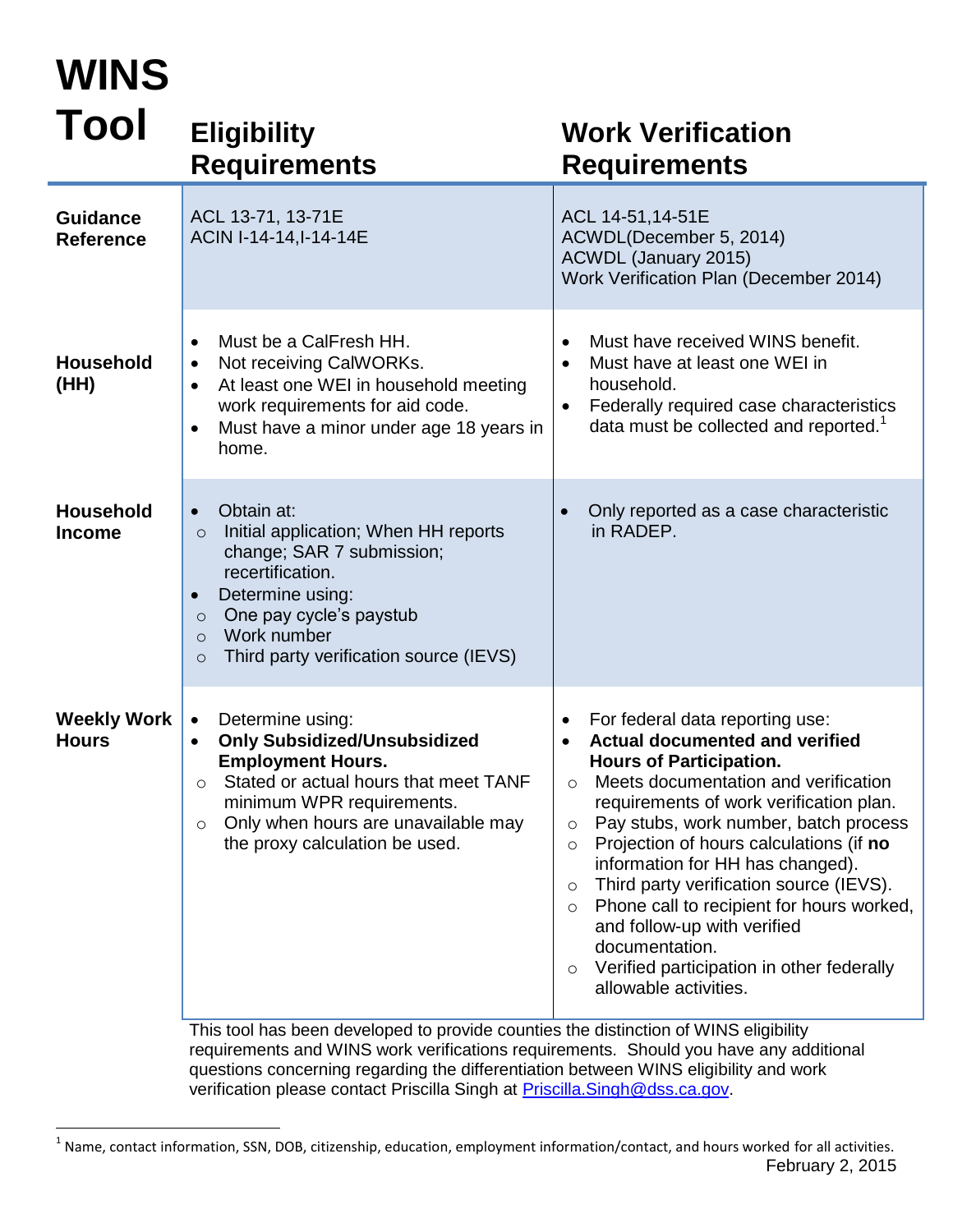# WINS Tool

| | Eligibility Requirements | Work Verification Requirements |
|---|---|---|
| **Guidance Reference** | ACL 13-71, 13-71E<br>ACIN I-14-14,I-14-14E | ACL 14-51,14-51E<br>ACWDL(December 5, 2014)<br>ACWDL (January 2015)<br>Work Verification Plan (December 2014) |
| **Household (HH)** | • Must be a CalFresh HH.<br>• Not receiving CalWORKs.<br>• At least one WEI in household meeting work requirements for aid code.<br>• Must have a minor under age 18 years in home. | • Must have received WINS benefit.<br>• Must have at least one WEI in household.<br>• Federally required case characteristics data must be collected and reported.[1] |
| **Household Income** | • Obtain at:<br>○ Initial application; When HH reports change; SAR 7 submission; recertification.<br>• Determine using:<br>○ One pay cycle's paystub<br>○ Work number<br>○ Third party verification source (IEVS) | • Only reported as a case characteristic in RADEP. |
| **Weekly Work Hours** | • Determine using:<br>• **Only Subsidized/Unsubsidized Employment Hours.**<br>○ Stated or actual hours that meet TANF minimum WPR requirements.<br>○ Only when hours are unavailable may the proxy calculation be used. | • For federal data reporting use:<br>• **Actual documented and verified Hours of Participation.**<br>○ Meets documentation and verification requirements of work verification plan.<br>○ Pay stubs, work number, batch process<br>○ Projection of hours calculations (if **no** information for HH has changed).<br>○ Third party verification source (IEVS).<br>○ Phone call to recipient for hours worked, and follow-up with verified documentation.<br>○ Verified participation in other federally allowable activities. |

This tool has been developed to provide counties the distinction of WINS eligibility requirements and WINS work verifications requirements. Should you have any additional questions concerning regarding the differentiation between WINS eligibility and work verification please contact Priscilla Singh at Priscilla.Singh@dss.ca.gov.

[1] Name, contact information, SSN, DOB, citizenship, education, employment information/contact, and hours worked for all activities.

February 2, 2015